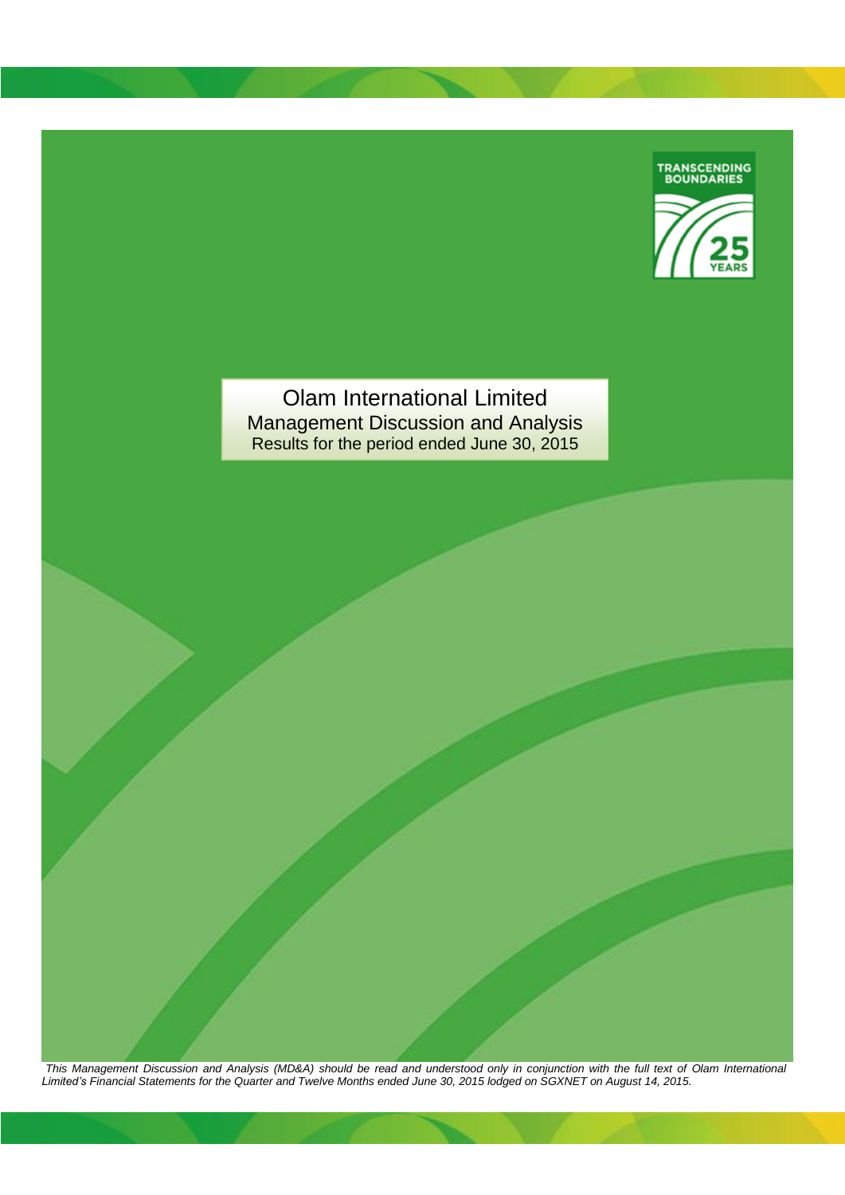TRANSCENDING BOUNDARIES

25 YEARS

# Olam International Limited

## Management Discussion and Analysis

Results for the period ended June 30, 2015

*This Management Discussion and Analysis (MD&A) should be read and understood only in conjunction with the full text of Olam International Limited's Financial Statements for the Quarter and Twelve Months ended June 30, 2015 lodged on SGXNET on August 14, 2015.*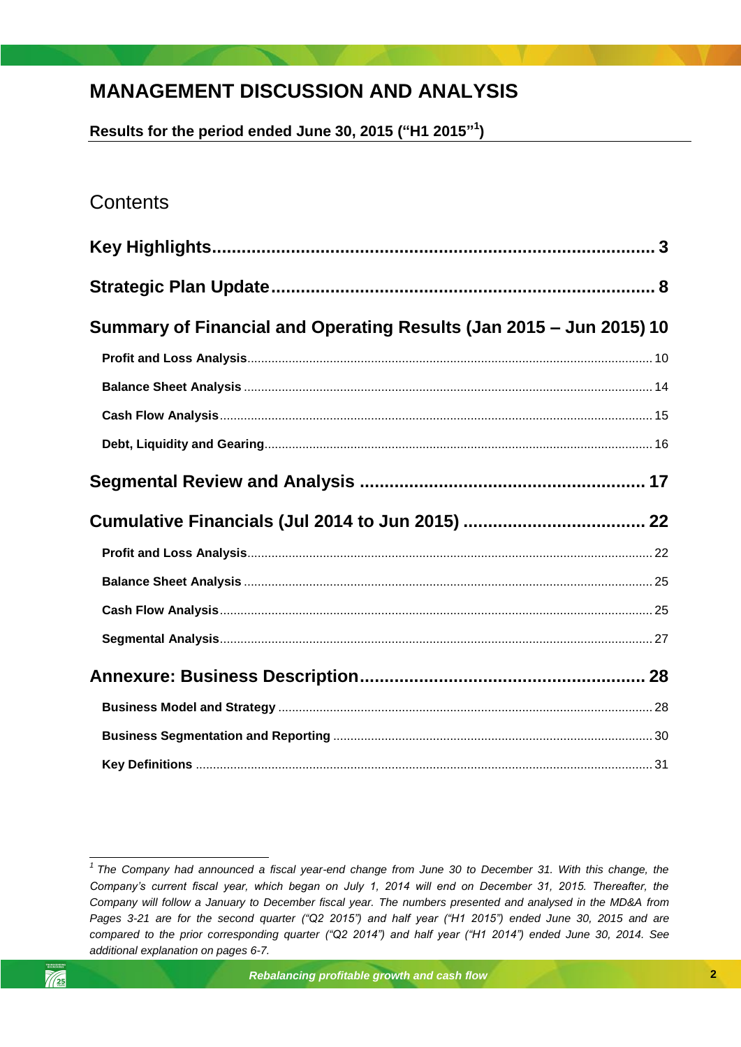# MANAGEMENT DISCUSSION AND ANALYSIS

**Results for the period ended June 30, 2015 ("H1 2015"[1])**

## Contents

**Key Highlights** ........ 3

**Strategic Plan Update** ........ 8

**Summary of Financial and Operating Results (Jan 2015 – Jun 2015)** 10

- **Profit and Loss Analysis** ........ 10
- **Balance Sheet Analysis** ........ 14
- **Cash Flow Analysis** ........ 15
- **Debt, Liquidity and Gearing** ........ 16

**Segmental Review and Analysis** ........ 17

**Cumulative Financials (Jul 2014 to Jun 2015)** ........ 22

- **Profit and Loss Analysis** ........ 22
- **Balance Sheet Analysis** ........ 25
- **Cash Flow Analysis** ........ 25
- **Segmental Analysis** ........ 27

**Annexure: Business Description** ........ 28

- **Business Model and Strategy** ........ 28
- **Business Segmentation and Reporting** ........ 30
- **Key Definitions** ........ 31

---

[1] *The Company had announced a fiscal year-end change from June 30 to December 31. With this change, the Company's current fiscal year, which began on July 1, 2014 will end on December 31, 2015. Thereafter, the Company will follow a January to December fiscal year. The numbers presented and analysed in the MD&A from Pages 3-21 are for the second quarter ("Q2 2015") and half year ("H1 2015") ended June 30, 2015 and are compared to the prior corresponding quarter ("Q2 2014") and half year ("H1 2014") ended June 30, 2014. See additional explanation on pages 6-7.*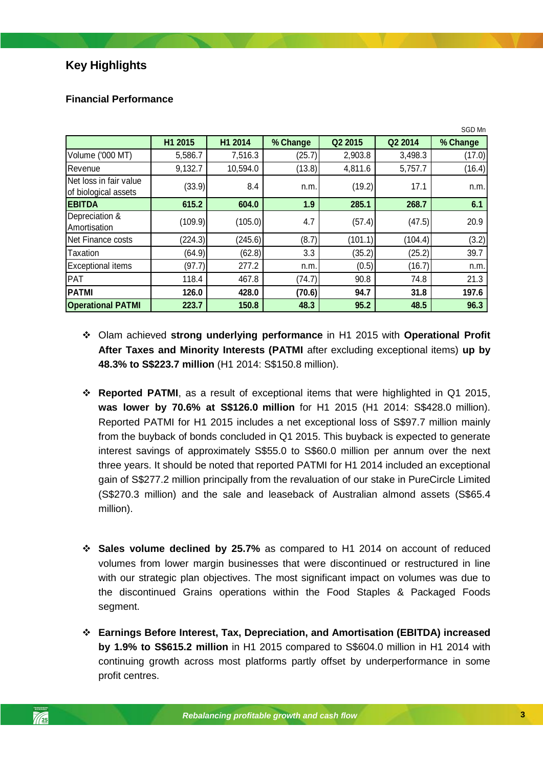## Key Highlights

### Financial Performance

SGD Mn

| | H1 2015 | H1 2014 | % Change | Q2 2015 | Q2 2014 | % Change |
|---|---|---|---|---|---|---|
| Volume ('000 MT) | 5,586.7 | 7,516.3 | (25.7) | 2,903.8 | 3,498.3 | (17.0) |
| Revenue | 9,132.7 | 10,594.0 | (13.8) | 4,811.6 | 5,757.7 | (16.4) |
| Net loss in fair value of biological assets | (33.9) | 8.4 | n.m. | (19.2) | 17.1 | n.m. |
| **EBITDA** | **615.2** | **604.0** | **1.9** | **285.1** | **268.7** | **6.1** |
| Depreciation & Amortisation | (109.9) | (105.0) | 4.7 | (57.4) | (47.5) | 20.9 |
| Net Finance costs | (224.3) | (245.6) | (8.7) | (101.1) | (104.4) | (3.2) |
| Taxation | (64.9) | (62.8) | 3.3 | (35.2) | (25.2) | 39.7 |
| Exceptional items | (97.7) | 277.2 | n.m. | (0.5) | (16.7) | n.m. |
| PAT | 118.4 | 467.8 | (74.7) | 90.8 | 74.8 | 21.3 |
| **PATMI** | **126.0** | **428.0** | **(70.6)** | **94.7** | **31.8** | **197.6** |
| **Operational PATMI** | **223.7** | **150.8** | **48.3** | **95.2** | **48.5** | **96.3** |

- Olam achieved **strong underlying performance** in H1 2015 with **Operational Profit After Taxes and Minority Interests (PATMI** after excluding exceptional items) **up by 48.3% to S$223.7 million** (H1 2014: S$150.8 million).

- **Reported PATMI**, as a result of exceptional items that were highlighted in Q1 2015, **was lower by 70.6% at S$126.0 million** for H1 2015 (H1 2014: S$428.0 million). Reported PATMI for H1 2015 includes a net exceptional loss of S$97.7 million mainly from the buyback of bonds concluded in Q1 2015. This buyback is expected to generate interest savings of approximately S$55.0 to S$60.0 million per annum over the next three years. It should be noted that reported PATMI for H1 2014 included an exceptional gain of S$277.2 million principally from the revaluation of our stake in PureCircle Limited (S$270.3 million) and the sale and leaseback of Australian almond assets (S$65.4 million).

- **Sales volume declined by 25.7%** as compared to H1 2014 on account of reduced volumes from lower margin businesses that were discontinued or restructured in line with our strategic plan objectives. The most significant impact on volumes was due to the discontinued Grains operations within the Food Staples & Packaged Foods segment.

- **Earnings Before Interest, Tax, Depreciation, and Amortisation (EBITDA) increased by 1.9% to S$615.2 million** in H1 2015 compared to S$604.0 million in H1 2014 with continuing growth across most platforms partly offset by underperformance in some profit centres.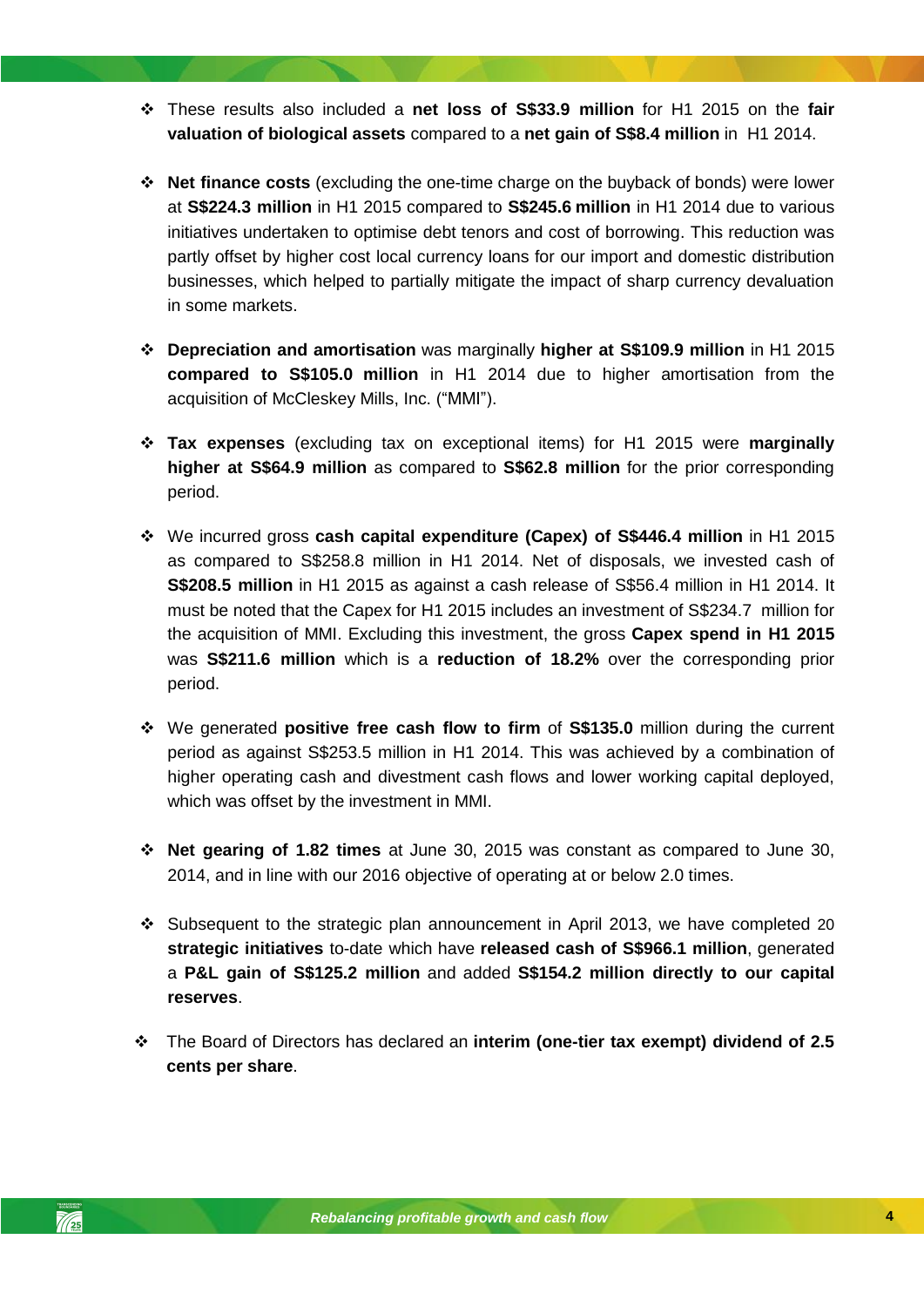- These results also included a **net loss of S$33.9 million** for H1 2015 on the **fair valuation of biological assets** compared to a **net gain of S$8.4 million** in H1 2014.

- **Net finance costs** (excluding the one-time charge on the buyback of bonds) were lower at **S$224.3 million** in H1 2015 compared to **S$245.6 million** in H1 2014 due to various initiatives undertaken to optimise debt tenors and cost of borrowing. This reduction was partly offset by higher cost local currency loans for our import and domestic distribution businesses, which helped to partially mitigate the impact of sharp currency devaluation in some markets.

- **Depreciation and amortisation** was marginally **higher at S$109.9 million** in H1 2015 **compared to S$105.0 million** in H1 2014 due to higher amortisation from the acquisition of McCleskey Mills, Inc. ("MMI").

- **Tax expenses** (excluding tax on exceptional items) for H1 2015 were **marginally higher at S$64.9 million** as compared to **S$62.8 million** for the prior corresponding period.

- We incurred gross **cash capital expenditure (Capex) of S$446.4 million** in H1 2015 as compared to S$258.8 million in H1 2014. Net of disposals, we invested cash of **S$208.5 million** in H1 2015 as against a cash release of S$56.4 million in H1 2014. It must be noted that the Capex for H1 2015 includes an investment of S$234.7 million for the acquisition of MMI. Excluding this investment, the gross **Capex spend in H1 2015** was **S$211.6 million** which is a **reduction of 18.2%** over the corresponding prior period.

- We generated **positive free cash flow to firm** of **S$135.0** million during the current period as against S$253.5 million in H1 2014. This was achieved by a combination of higher operating cash and divestment cash flows and lower working capital deployed, which was offset by the investment in MMI.

- **Net gearing of 1.82 times** at June 30, 2015 was constant as compared to June 30, 2014, and in line with our 2016 objective of operating at or below 2.0 times.

- Subsequent to the strategic plan announcement in April 2013, we have completed 20 **strategic initiatives** to-date which have **released cash of S$966.1 million**, generated a **P&L gain of S$125.2 million** and added **S$154.2 million directly to our capital reserves**.

- The Board of Directors has declared an **interim (one-tier tax exempt) dividend of 2.5 cents per share**.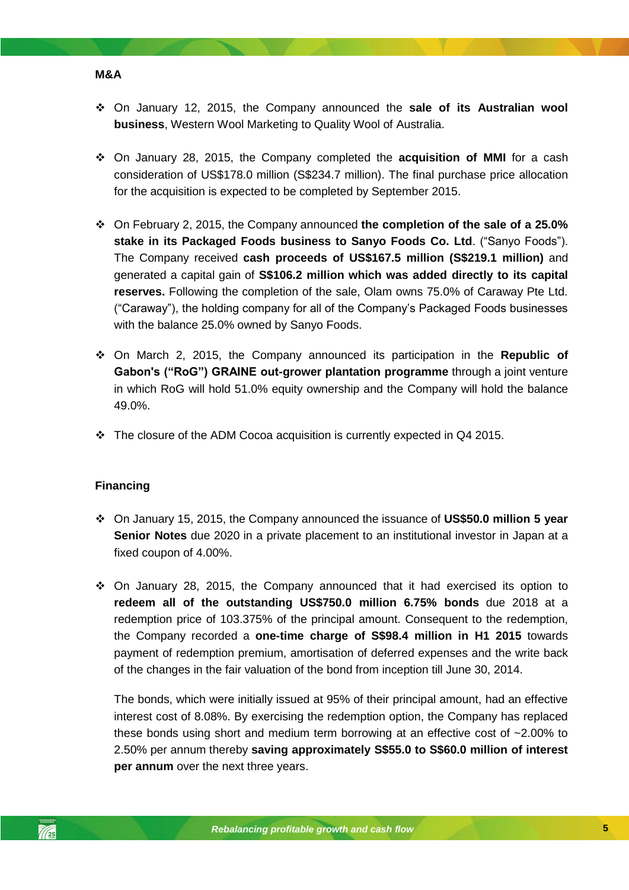**M&A**

- On January 12, 2015, the Company announced the **sale of its Australian wool business**, Western Wool Marketing to Quality Wool of Australia.

- On January 28, 2015, the Company completed the **acquisition of MMI** for a cash consideration of US$178.0 million (S$234.7 million). The final purchase price allocation for the acquisition is expected to be completed by September 2015.

- On February 2, 2015, the Company announced **the completion of the sale of a 25.0% stake in its Packaged Foods business to Sanyo Foods Co. Ltd**. ("Sanyo Foods"). The Company received **cash proceeds of US$167.5 million (S$219.1 million)** and generated a capital gain of **S$106.2 million which was added directly to its capital reserves.** Following the completion of the sale, Olam owns 75.0% of Caraway Pte Ltd. ("Caraway"), the holding company for all of the Company's Packaged Foods businesses with the balance 25.0% owned by Sanyo Foods.

- On March 2, 2015, the Company announced its participation in the **Republic of Gabon's ("RoG") GRAINE out-grower plantation programme** through a joint venture in which RoG will hold 51.0% equity ownership and the Company will hold the balance 49.0%.

- The closure of the ADM Cocoa acquisition is currently expected in Q4 2015.

**Financing**

- On January 15, 2015, the Company announced the issuance of **US$50.0 million 5 year Senior Notes** due 2020 in a private placement to an institutional investor in Japan at a fixed coupon of 4.00%.

- On January 28, 2015, the Company announced that it had exercised its option to **redeem all of the outstanding US$750.0 million 6.75% bonds** due 2018 at a redemption price of 103.375% of the principal amount. Consequent to the redemption, the Company recorded a **one-time charge of S$98.4 million in H1 2015** towards payment of redemption premium, amortisation of deferred expenses and the write back of the changes in the fair valuation of the bond from inception till June 30, 2014.

  The bonds, which were initially issued at 95% of their principal amount, had an effective interest cost of 8.08%. By exercising the redemption option, the Company has replaced these bonds using short and medium term borrowing at an effective cost of ~2.00% to 2.50% per annum thereby **saving approximately S$55.0 to S$60.0 million of interest per annum** over the next three years.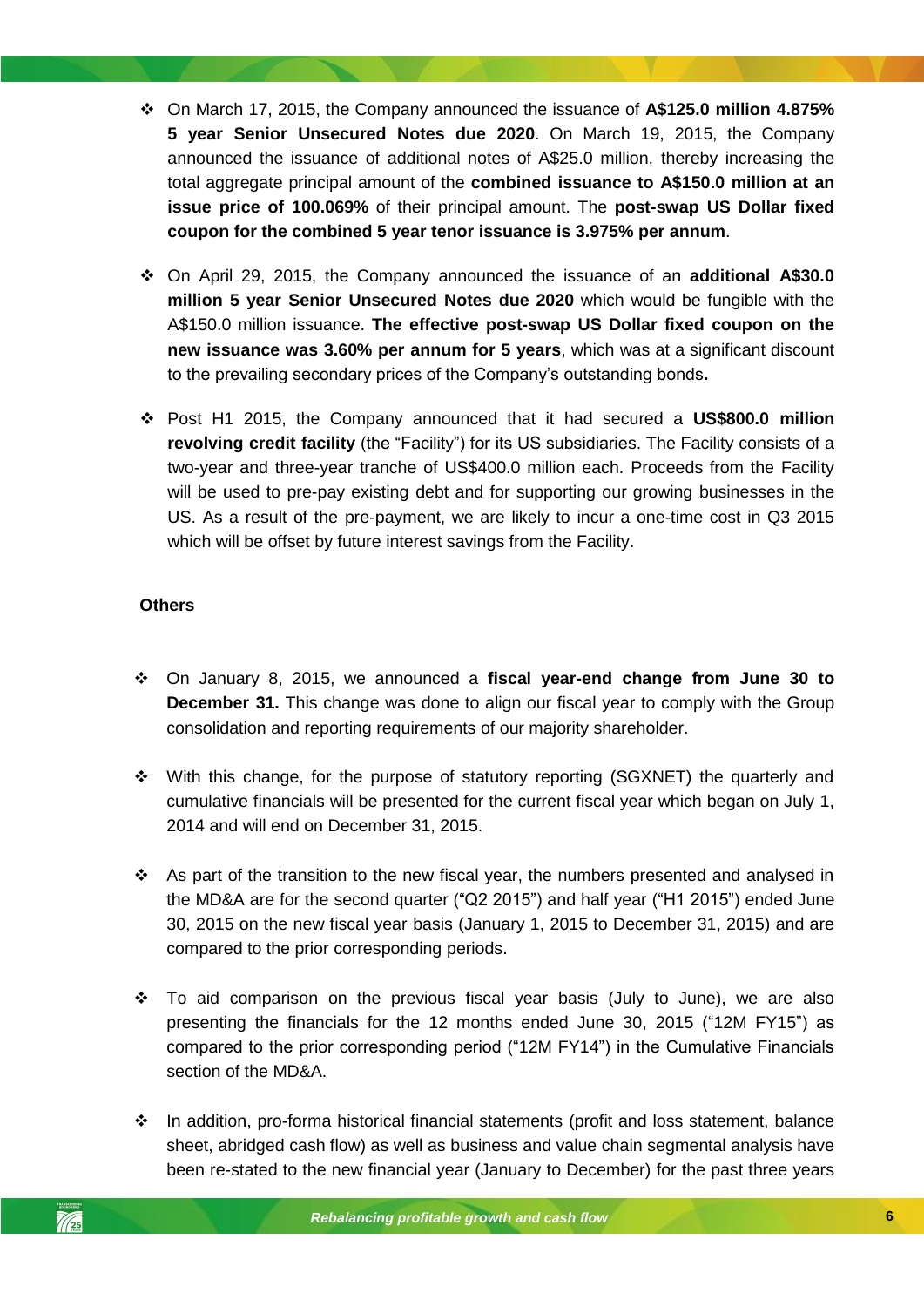- On March 17, 2015, the Company announced the issuance of **A$125.0 million 4.875% 5 year Senior Unsecured Notes due 2020**. On March 19, 2015, the Company announced the issuance of additional notes of A$25.0 million, thereby increasing the total aggregate principal amount of the **combined issuance to A$150.0 million at an issue price of 100.069%** of their principal amount. The **post-swap US Dollar fixed coupon for the combined 5 year tenor issuance is 3.975% per annum**.

- On April 29, 2015, the Company announced the issuance of an **additional A$30.0 million 5 year Senior Unsecured Notes due 2020** which would be fungible with the A$150.0 million issuance. **The effective post-swap US Dollar fixed coupon on the new issuance was 3.60% per annum for 5 years**, which was at a significant discount to the prevailing secondary prices of the Company's outstanding bonds**.**

- Post H1 2015, the Company announced that it had secured a **US$800.0 million revolving credit facility** (the "Facility") for its US subsidiaries. The Facility consists of a two-year and three-year tranche of US$400.0 million each. Proceeds from the Facility will be used to pre-pay existing debt and for supporting our growing businesses in the US. As a result of the pre-payment, we are likely to incur a one-time cost in Q3 2015 which will be offset by future interest savings from the Facility.

**Others**

- On January 8, 2015, we announced a **fiscal year-end change from June 30 to December 31.** This change was done to align our fiscal year to comply with the Group consolidation and reporting requirements of our majority shareholder.

- With this change, for the purpose of statutory reporting (SGXNET) the quarterly and cumulative financials will be presented for the current fiscal year which began on July 1, 2014 and will end on December 31, 2015.

- As part of the transition to the new fiscal year, the numbers presented and analysed in the MD&A are for the second quarter ("Q2 2015") and half year ("H1 2015") ended June 30, 2015 on the new fiscal year basis (January 1, 2015 to December 31, 2015) and are compared to the prior corresponding periods.

- To aid comparison on the previous fiscal year basis (July to June), we are also presenting the financials for the 12 months ended June 30, 2015 ("12M FY15") as compared to the prior corresponding period ("12M FY14") in the Cumulative Financials section of the MD&A.

- In addition, pro-forma historical financial statements (profit and loss statement, balance sheet, abridged cash flow) as well as business and value chain segmental analysis have been re-stated to the new financial year (January to December) for the past three years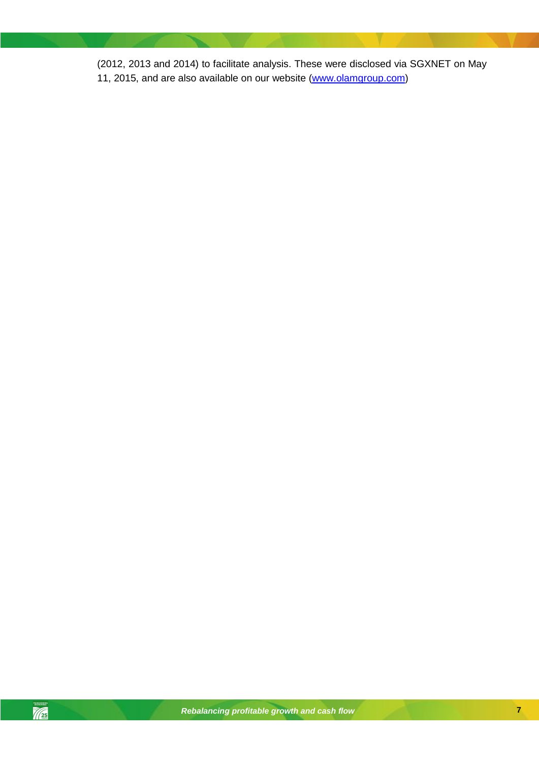(2012, 2013 and 2014) to facilitate analysis. These were disclosed via SGXNET on May 11, 2015, and are also available on our website (www.olamgroup.com)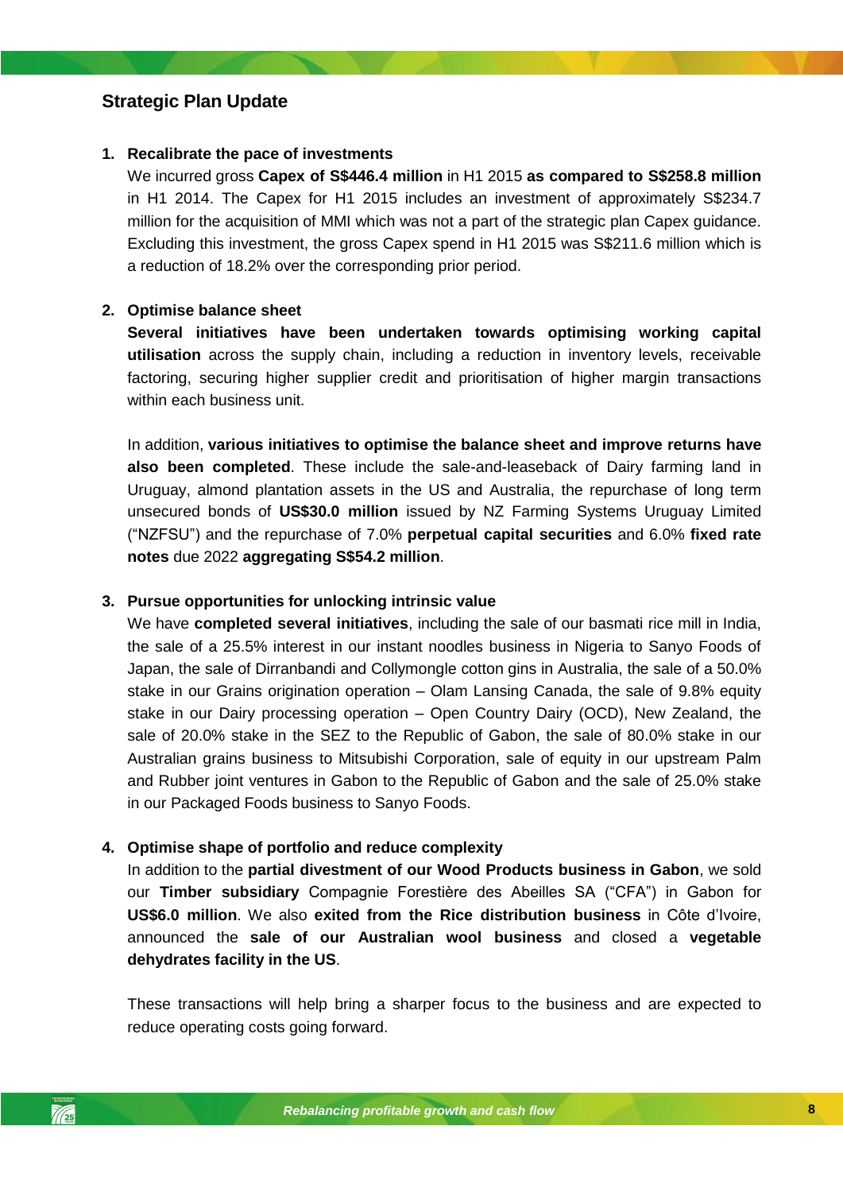## Strategic Plan Update

1. **Recalibrate the pace of investments**

   We incurred gross **Capex of S$446.4 million** in H1 2015 **as compared to S$258.8 million** in H1 2014. The Capex for H1 2015 includes an investment of approximately S$234.7 million for the acquisition of MMI which was not a part of the strategic plan Capex guidance. Excluding this investment, the gross Capex spend in H1 2015 was S$211.6 million which is a reduction of 18.2% over the corresponding prior period.

2. **Optimise balance sheet**

   **Several initiatives have been undertaken towards optimising working capital utilisation** across the supply chain, including a reduction in inventory levels, receivable factoring, securing higher supplier credit and prioritisation of higher margin transactions within each business unit.

   In addition, **various initiatives to optimise the balance sheet and improve returns have also been completed**. These include the sale-and-leaseback of Dairy farming land in Uruguay, almond plantation assets in the US and Australia, the repurchase of long term unsecured bonds of **US$30.0 million** issued by NZ Farming Systems Uruguay Limited ("NZFSU") and the repurchase of 7.0% **perpetual capital securities** and 6.0% **fixed rate notes** due 2022 **aggregating S$54.2 million**.

3. **Pursue opportunities for unlocking intrinsic value**

   We have **completed several initiatives**, including the sale of our basmati rice mill in India, the sale of a 25.5% interest in our instant noodles business in Nigeria to Sanyo Foods of Japan, the sale of Dirranbandi and Collymongle cotton gins in Australia, the sale of a 50.0% stake in our Grains origination operation – Olam Lansing Canada, the sale of 9.8% equity stake in our Dairy processing operation – Open Country Dairy (OCD), New Zealand, the sale of 20.0% stake in the SEZ to the Republic of Gabon, the sale of 80.0% stake in our Australian grains business to Mitsubishi Corporation, sale of equity in our upstream Palm and Rubber joint ventures in Gabon to the Republic of Gabon and the sale of 25.0% stake in our Packaged Foods business to Sanyo Foods.

4. **Optimise shape of portfolio and reduce complexity**

   In addition to the **partial divestment of our Wood Products business in Gabon**, we sold our **Timber subsidiary** Compagnie Forestière des Abeilles SA ("CFA") in Gabon for **US$6.0 million**. We also **exited from the Rice distribution business** in Côte d'Ivoire, announced the **sale of our Australian wool business** and closed a **vegetable dehydrates facility in the US**.

   These transactions will help bring a sharper focus to the business and are expected to reduce operating costs going forward.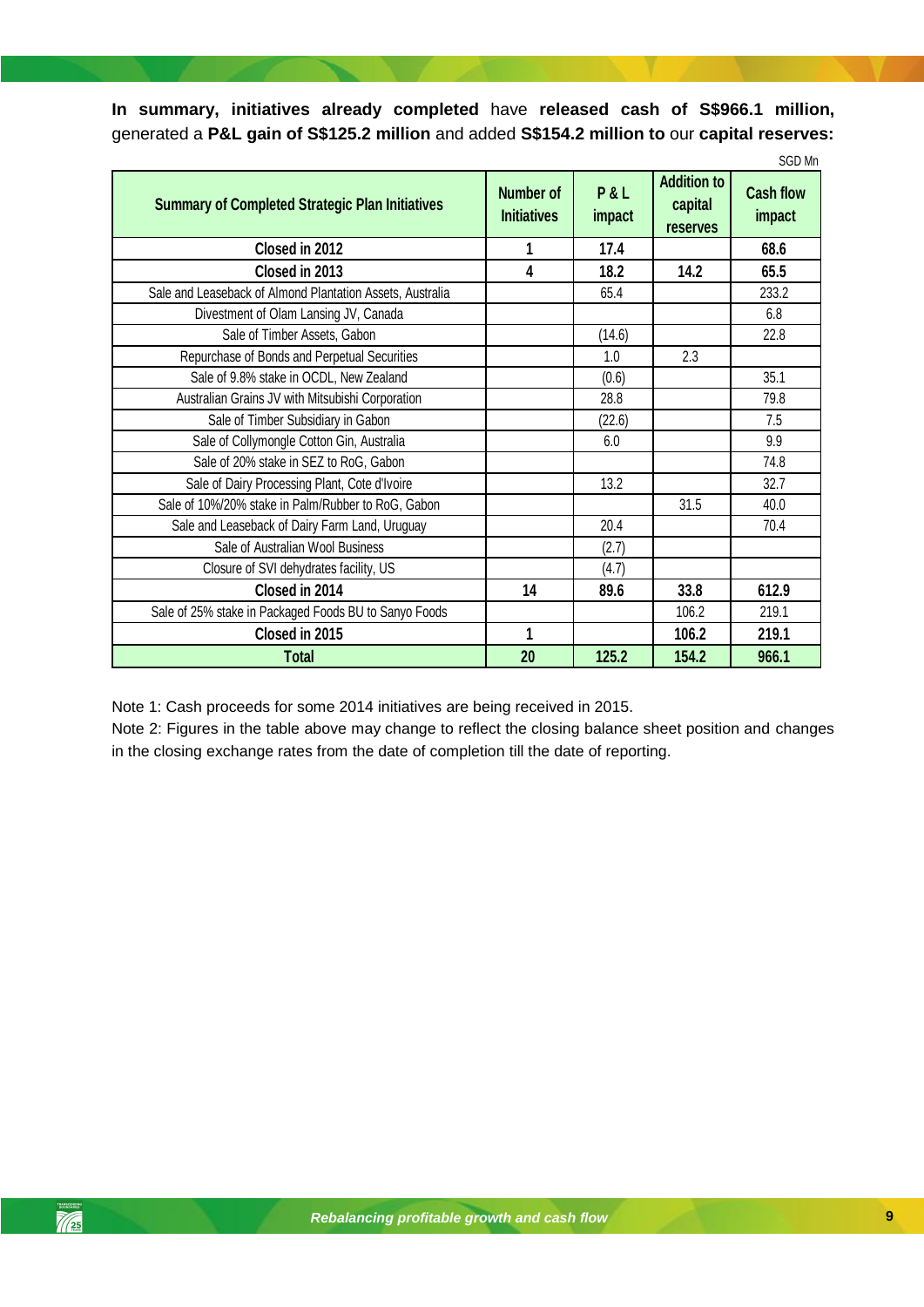**In summary, initiatives already completed** have **released cash of S$966.1 million,** generated a **P&L gain of S$125.2 million** and added **S$154.2 million to** our **capital reserves:**

SGD Mn

| Summary of Completed Strategic Plan Initiatives | Number of Initiatives | P & L impact | Addition to capital reserves | Cash flow impact |
|---|---|---|---|---|
| **Closed in 2012** | **1** | **17.4** | | **68.6** |
| **Closed in 2013** | **4** | **18.2** | **14.2** | **65.5** |
| Sale and Leaseback of Almond Plantation Assets, Australia | | 65.4 | | 233.2 |
| Divestment of Olam Lansing JV, Canada | | | | 6.8 |
| Sale of Timber Assets, Gabon | | (14.6) | | 22.8 |
| Repurchase of Bonds and Perpetual Securities | | 1.0 | 2.3 | |
| Sale of 9.8% stake in OCDL, New Zealand | | (0.6) | | 35.1 |
| Australian Grains JV with Mitsubishi Corporation | | 28.8 | | 79.8 |
| Sale of Timber Subsidiary in Gabon | | (22.6) | | 7.5 |
| Sale of Collymongle Cotton Gin, Australia | | 6.0 | | 9.9 |
| Sale of 20% stake in SEZ to RoG, Gabon | | | | 74.8 |
| Sale of Dairy Processing Plant, Cote d'Ivoire | | 13.2 | | 32.7 |
| Sale of 10%/20% stake in Palm/Rubber to RoG, Gabon | | | 31.5 | 40.0 |
| Sale and Leaseback of Dairy Farm Land, Uruguay | | 20.4 | | 70.4 |
| Sale of Australian Wool Business | | (2.7) | | |
| Closure of SVI dehydrates facility, US | | (4.7) | | |
| **Closed in 2014** | **14** | **89.6** | **33.8** | **612.9** |
| Sale of 25% stake in Packaged Foods BU to Sanyo Foods | | | 106.2 | 219.1 |
| **Closed in 2015** | **1** | | **106.2** | **219.1** |
| **Total** | **20** | **125.2** | **154.2** | **966.1** |

Note 1: Cash proceeds for some 2014 initiatives are being received in 2015.
Note 2: Figures in the table above may change to reflect the closing balance sheet position and changes in the closing exchange rates from the date of completion till the date of reporting.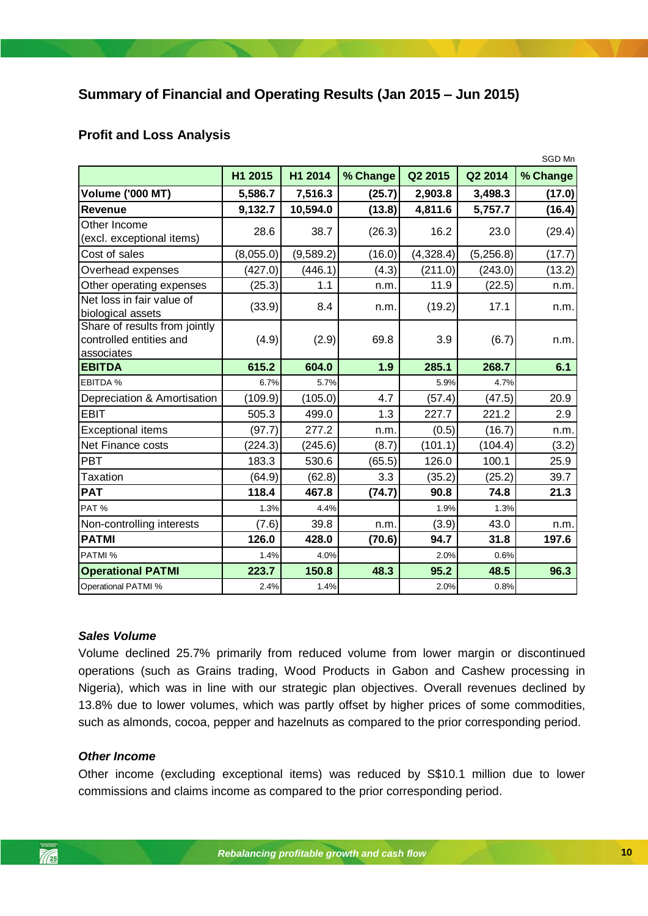## Summary of Financial and Operating Results (Jan 2015 – Jun 2015)

### Profit and Loss Analysis

SGD Mn

| | H1 2015 | H1 2014 | % Change | Q2 2015 | Q2 2014 | % Change |
|---|---|---|---|---|---|---|
| **Volume ('000 MT)** | **5,586.7** | **7,516.3** | **(25.7)** | **2,903.8** | **3,498.3** | **(17.0)** |
| **Revenue** | **9,132.7** | **10,594.0** | **(13.8)** | **4,811.6** | **5,757.7** | **(16.4)** |
| Other Income (excl. exceptional items) | 28.6 | 38.7 | (26.3) | 16.2 | 23.0 | (29.4) |
| Cost of sales | (8,055.0) | (9,589.2) | (16.0) | (4,328.4) | (5,256.8) | (17.7) |
| Overhead expenses | (427.0) | (446.1) | (4.3) | (211.0) | (243.0) | (13.2) |
| Other operating expenses | (25.3) | 1.1 | n.m. | 11.9 | (22.5) | n.m. |
| Net loss in fair value of biological assets | (33.9) | 8.4 | n.m. | (19.2) | 17.1 | n.m. |
| Share of results from jointly controlled entities and associates | (4.9) | (2.9) | 69.8 | 3.9 | (6.7) | n.m. |
| **EBITDA** | **615.2** | **604.0** | **1.9** | **285.1** | **268.7** | **6.1** |
| EBITDA % | 6.7% | 5.7% | | 5.9% | 4.7% | |
| Depreciation & Amortisation | (109.9) | (105.0) | 4.7 | (57.4) | (47.5) | 20.9 |
| EBIT | 505.3 | 499.0 | 1.3 | 227.7 | 221.2 | 2.9 |
| Exceptional items | (97.7) | 277.2 | n.m. | (0.5) | (16.7) | n.m. |
| Net Finance costs | (224.3) | (245.6) | (8.7) | (101.1) | (104.4) | (3.2) |
| PBT | 183.3 | 530.6 | (65.5) | 126.0 | 100.1 | 25.9 |
| Taxation | (64.9) | (62.8) | 3.3 | (35.2) | (25.2) | 39.7 |
| **PAT** | **118.4** | **467.8** | **(74.7)** | **90.8** | **74.8** | **21.3** |
| PAT % | 1.3% | 4.4% | | 1.9% | 1.3% | |
| Non-controlling interests | (7.6) | 39.8 | n.m. | (3.9) | 43.0 | n.m. |
| **PATMI** | **126.0** | **428.0** | **(70.6)** | **94.7** | **31.8** | **197.6** |
| PATMI % | 1.4% | 4.0% | | 2.0% | 0.6% | |
| **Operational PATMI** | **223.7** | **150.8** | **48.3** | **95.2** | **48.5** | **96.3** |
| Operational PATMI % | 2.4% | 1.4% | | 2.0% | 0.8% | |

#### *Sales Volume*

Volume declined 25.7% primarily from reduced volume from lower margin or discontinued operations (such as Grains trading, Wood Products in Gabon and Cashew processing in Nigeria), which was in line with our strategic plan objectives. Overall revenues declined by 13.8% due to lower volumes, which was partly offset by higher prices of some commodities, such as almonds, cocoa, pepper and hazelnuts as compared to the prior corresponding period.

#### *Other Income*

Other income (excluding exceptional items) was reduced by S$10.1 million due to lower commissions and claims income as compared to the prior corresponding period.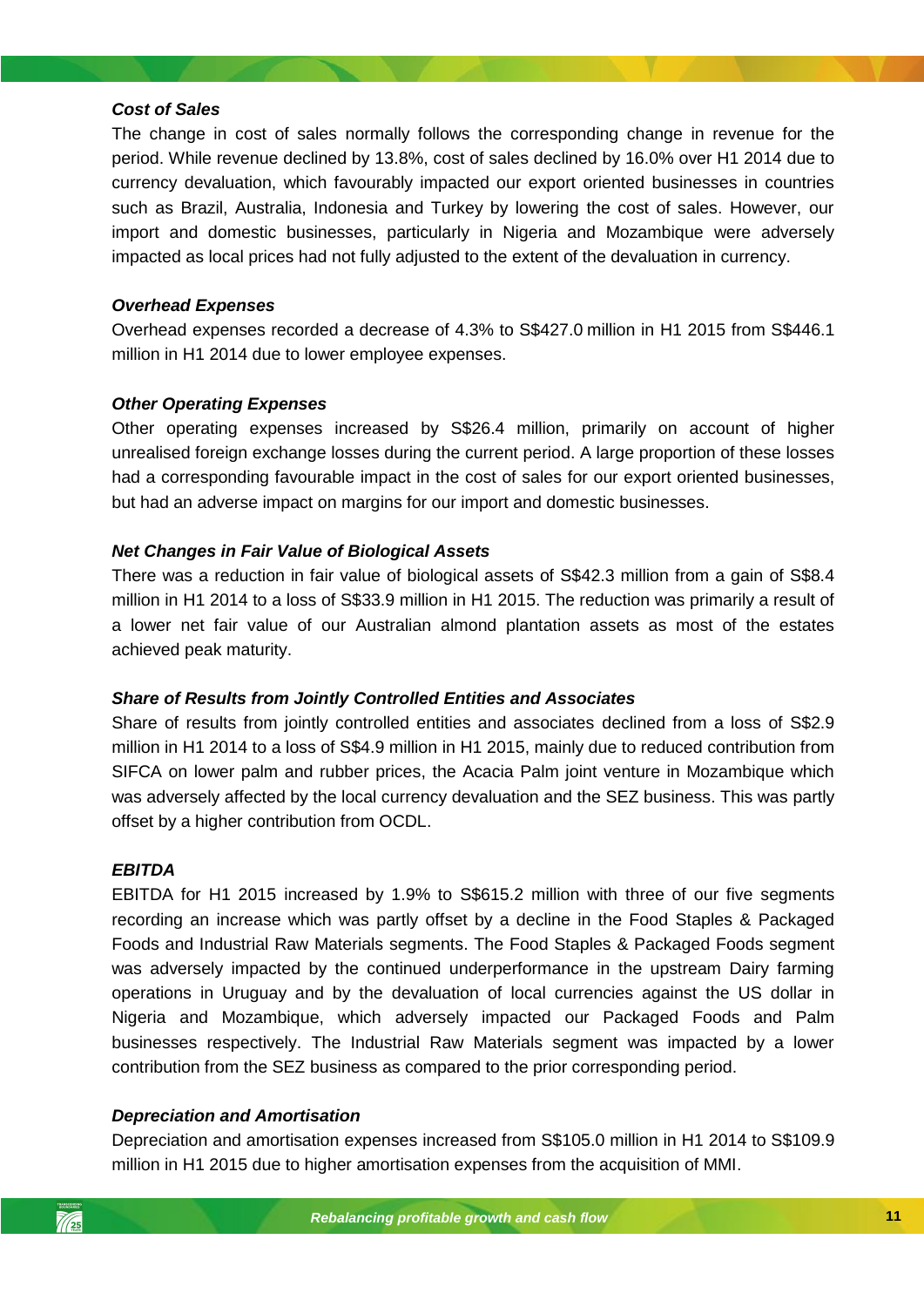***Cost of Sales***

The change in cost of sales normally follows the corresponding change in revenue for the period. While revenue declined by 13.8%, cost of sales declined by 16.0% over H1 2014 due to currency devaluation, which favourably impacted our export oriented businesses in countries such as Brazil, Australia, Indonesia and Turkey by lowering the cost of sales. However, our import and domestic businesses, particularly in Nigeria and Mozambique were adversely impacted as local prices had not fully adjusted to the extent of the devaluation in currency.

***Overhead Expenses***

Overhead expenses recorded a decrease of 4.3% to S$427.0 million in H1 2015 from S$446.1 million in H1 2014 due to lower employee expenses.

***Other Operating Expenses***

Other operating expenses increased by S$26.4 million, primarily on account of higher unrealised foreign exchange losses during the current period. A large proportion of these losses had a corresponding favourable impact in the cost of sales for our export oriented businesses, but had an adverse impact on margins for our import and domestic businesses.

***Net Changes in Fair Value of Biological Assets***

There was a reduction in fair value of biological assets of S$42.3 million from a gain of S$8.4 million in H1 2014 to a loss of S$33.9 million in H1 2015. The reduction was primarily a result of a lower net fair value of our Australian almond plantation assets as most of the estates achieved peak maturity.

***Share of Results from Jointly Controlled Entities and Associates***

Share of results from jointly controlled entities and associates declined from a loss of S$2.9 million in H1 2014 to a loss of S$4.9 million in H1 2015, mainly due to reduced contribution from SIFCA on lower palm and rubber prices, the Acacia Palm joint venture in Mozambique which was adversely affected by the local currency devaluation and the SEZ business. This was partly offset by a higher contribution from OCDL.

***EBITDA***

EBITDA for H1 2015 increased by 1.9% to S$615.2 million with three of our five segments recording an increase which was partly offset by a decline in the Food Staples & Packaged Foods and Industrial Raw Materials segments. The Food Staples & Packaged Foods segment was adversely impacted by the continued underperformance in the upstream Dairy farming operations in Uruguay and by the devaluation of local currencies against the US dollar in Nigeria and Mozambique, which adversely impacted our Packaged Foods and Palm businesses respectively. The Industrial Raw Materials segment was impacted by a lower contribution from the SEZ business as compared to the prior corresponding period.

***Depreciation and Amortisation***

Depreciation and amortisation expenses increased from S$105.0 million in H1 2014 to S$109.9 million in H1 2015 due to higher amortisation expenses from the acquisition of MMI.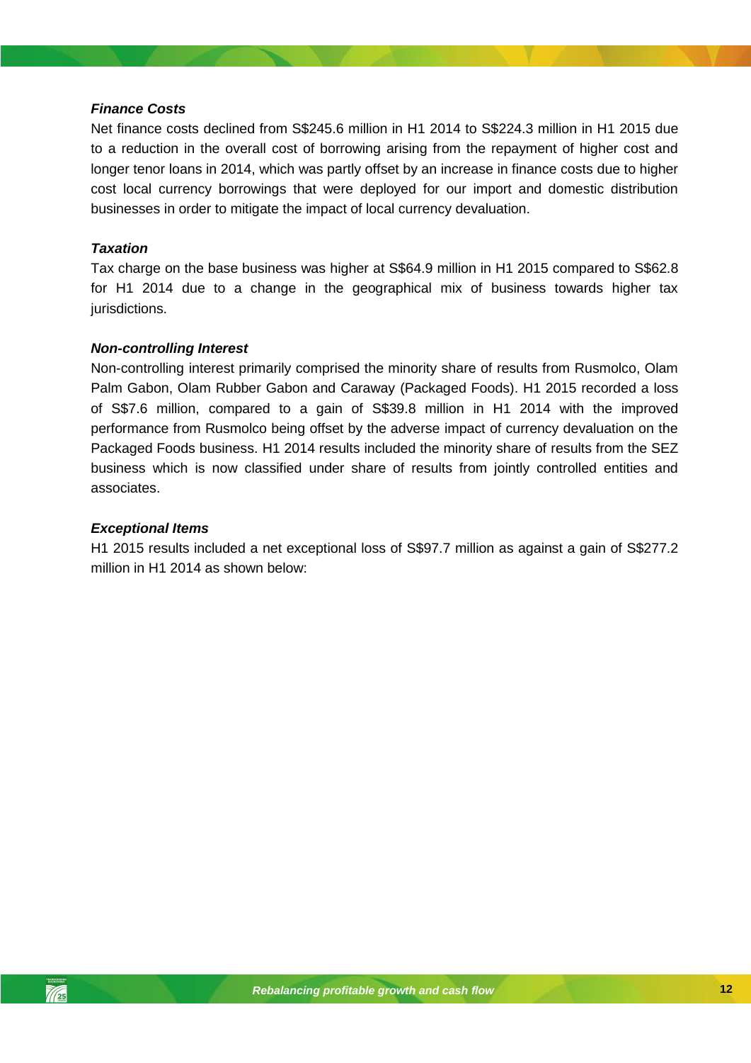***Finance Costs***

Net finance costs declined from S$245.6 million in H1 2014 to S$224.3 million in H1 2015 due to a reduction in the overall cost of borrowing arising from the repayment of higher cost and longer tenor loans in 2014, which was partly offset by an increase in finance costs due to higher cost local currency borrowings that were deployed for our import and domestic distribution businesses in order to mitigate the impact of local currency devaluation.

***Taxation***

Tax charge on the base business was higher at S$64.9 million in H1 2015 compared to S$62.8 for H1 2014 due to a change in the geographical mix of business towards higher tax jurisdictions.

***Non-controlling Interest***

Non-controlling interest primarily comprised the minority share of results from Rusmolco, Olam Palm Gabon, Olam Rubber Gabon and Caraway (Packaged Foods). H1 2015 recorded a loss of S$7.6 million, compared to a gain of S$39.8 million in H1 2014 with the improved performance from Rusmolco being offset by the adverse impact of currency devaluation on the Packaged Foods business. H1 2014 results included the minority share of results from the SEZ business which is now classified under share of results from jointly controlled entities and associates.

***Exceptional Items***

H1 2015 results included a net exceptional loss of S$97.7 million as against a gain of S$277.2 million in H1 2014 as shown below: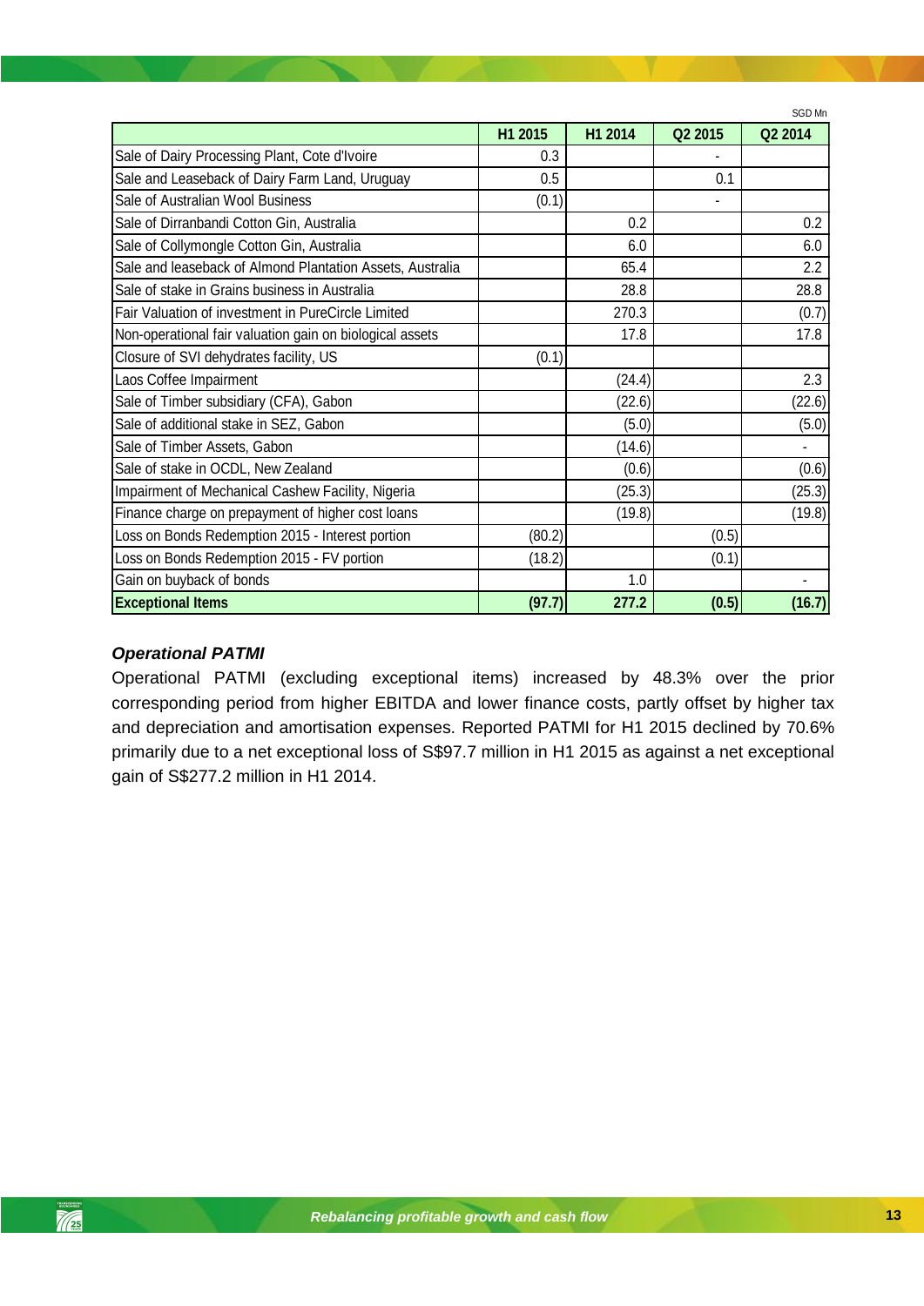SGD Mn

| | H1 2015 | H1 2014 | Q2 2015 | Q2 2014 |
|---|---|---|---|---|
| Sale of Dairy Processing Plant, Cote d'Ivoire | 0.3 | | - | |
| Sale and Leaseback of Dairy Farm Land, Uruguay | 0.5 | | 0.1 | |
| Sale of Australian Wool Business | (0.1) | | - | |
| Sale of Dirranbandi Cotton Gin, Australia | | 0.2 | | 0.2 |
| Sale of Collymongle Cotton Gin, Australia | | 6.0 | | 6.0 |
| Sale and leaseback of Almond Plantation Assets, Australia | | 65.4 | | 2.2 |
| Sale of stake in Grains business in Australia | | 28.8 | | 28.8 |
| Fair Valuation of investment in PureCircle Limited | | 270.3 | | (0.7) |
| Non-operational fair valuation gain on biological assets | | 17.8 | | 17.8 |
| Closure of SVI dehydrates facility, US | (0.1) | | | |
| Laos Coffee Impairment | | (24.4) | | 2.3 |
| Sale of Timber subsidiary (CFA), Gabon | | (22.6) | | (22.6) |
| Sale of additional stake in SEZ, Gabon | | (5.0) | | (5.0) |
| Sale of Timber Assets, Gabon | | (14.6) | | - |
| Sale of stake in OCDL, New Zealand | | (0.6) | | (0.6) |
| Impairment of Mechanical Cashew Facility, Nigeria | | (25.3) | | (25.3) |
| Finance charge on prepayment of higher cost loans | | (19.8) | | (19.8) |
| Loss on Bonds Redemption 2015 - Interest portion | (80.2) | | (0.5) | |
| Loss on Bonds Redemption 2015 - FV portion | (18.2) | | (0.1) | |
| Gain on buyback of bonds | | 1.0 | | - |
| **Exceptional Items** | **(97.7)** | **277.2** | **(0.5)** | **(16.7)** |

### *Operational PATMI*

Operational PATMI (excluding exceptional items) increased by 48.3% over the prior corresponding period from higher EBITDA and lower finance costs, partly offset by higher tax and depreciation and amortisation expenses. Reported PATMI for H1 2015 declined by 70.6% primarily due to a net exceptional loss of S$97.7 million in H1 2015 as against a net exceptional gain of S$277.2 million in H1 2014.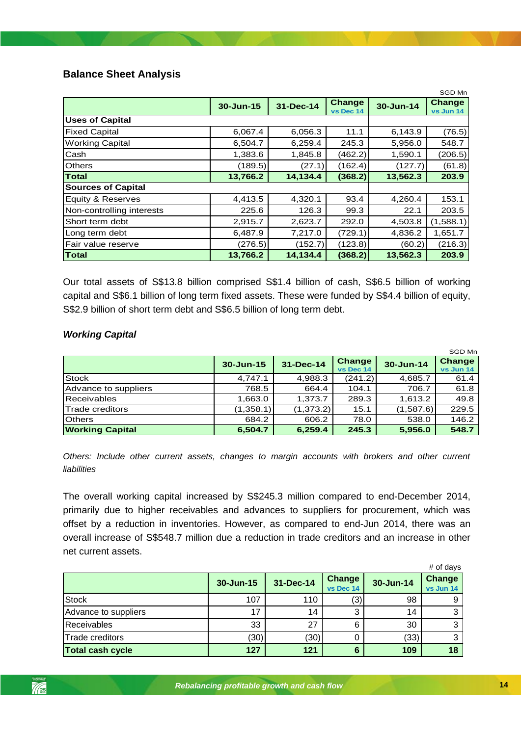## Balance Sheet Analysis

SGD Mn

| | 30-Jun-15 | 31-Dec-14 | Change vs Dec 14 | 30-Jun-14 | Change vs Jun 14 |
|---|---|---|---|---|---|
| **Uses of Capital** | | | | | |
| Fixed Capital | 6,067.4 | 6,056.3 | 11.1 | 6,143.9 | (76.5) |
| Working Capital | 6,504.7 | 6,259.4 | 245.3 | 5,956.0 | 548.7 |
| Cash | 1,383.6 | 1,845.8 | (462.2) | 1,590.1 | (206.5) |
| Others | (189.5) | (27.1) | (162.4) | (127.7) | (61.8) |
| **Total** | **13,766.2** | **14,134.4** | **(368.2)** | **13,562.3** | **203.9** |
| **Sources of Capital** | | | | | |
| Equity & Reserves | 4,413.5 | 4,320.1 | 93.4 | 4,260.4 | 153.1 |
| Non-controlling interests | 225.6 | 126.3 | 99.3 | 22.1 | 203.5 |
| Short term debt | 2,915.7 | 2,623.7 | 292.0 | 4,503.8 | (1,588.1) |
| Long term debt | 6,487.9 | 7,217.0 | (729.1) | 4,836.2 | 1,651.7 |
| Fair value reserve | (276.5) | (152.7) | (123.8) | (60.2) | (216.3) |
| **Total** | **13,766.2** | **14,134.4** | **(368.2)** | **13,562.3** | **203.9** |

Our total assets of S$13.8 billion comprised S$1.4 billion of cash, S$6.5 billion of working capital and S$6.1 billion of long term fixed assets. These were funded by S$4.4 billion of equity, S$2.9 billion of short term debt and S$6.5 billion of long term debt.

### *Working Capital*

SGD Mn

| | 30-Jun-15 | 31-Dec-14 | Change vs Dec 14 | 30-Jun-14 | Change vs Jun 14 |
|---|---|---|---|---|---|
| Stock | 4,747.1 | 4,988.3 | (241.2) | 4,685.7 | 61.4 |
| Advance to suppliers | 768.5 | 664.4 | 104.1 | 706.7 | 61.8 |
| Receivables | 1,663.0 | 1,373.7 | 289.3 | 1,613.2 | 49.8 |
| Trade creditors | (1,358.1) | (1,373.2) | 15.1 | (1,587.6) | 229.5 |
| Others | 684.2 | 606.2 | 78.0 | 538.0 | 146.2 |
| **Working Capital** | **6,504.7** | **6,259.4** | **245.3** | **5,956.0** | **548.7** |

*Others: Include other current assets, changes to margin accounts with brokers and other current liabilities*

The overall working capital increased by S$245.3 million compared to end-December 2014, primarily due to higher receivables and advances to suppliers for procurement, which was offset by a reduction in inventories. However, as compared to end-Jun 2014, there was an overall increase of S$548.7 million due a reduction in trade creditors and an increase in other net current assets.

# of days

| | 30-Jun-15 | 31-Dec-14 | Change vs Dec 14 | 30-Jun-14 | Change vs Jun 14 |
|---|---|---|---|---|---|
| Stock | 107 | 110 | (3) | 98 | 9 |
| Advance to suppliers | 17 | 14 | 3 | 14 | 3 |
| Receivables | 33 | 27 | 6 | 30 | 3 |
| Trade creditors | (30) | (30) | 0 | (33) | 3 |
| **Total cash cycle** | **127** | **121** | **6** | **109** | **18** |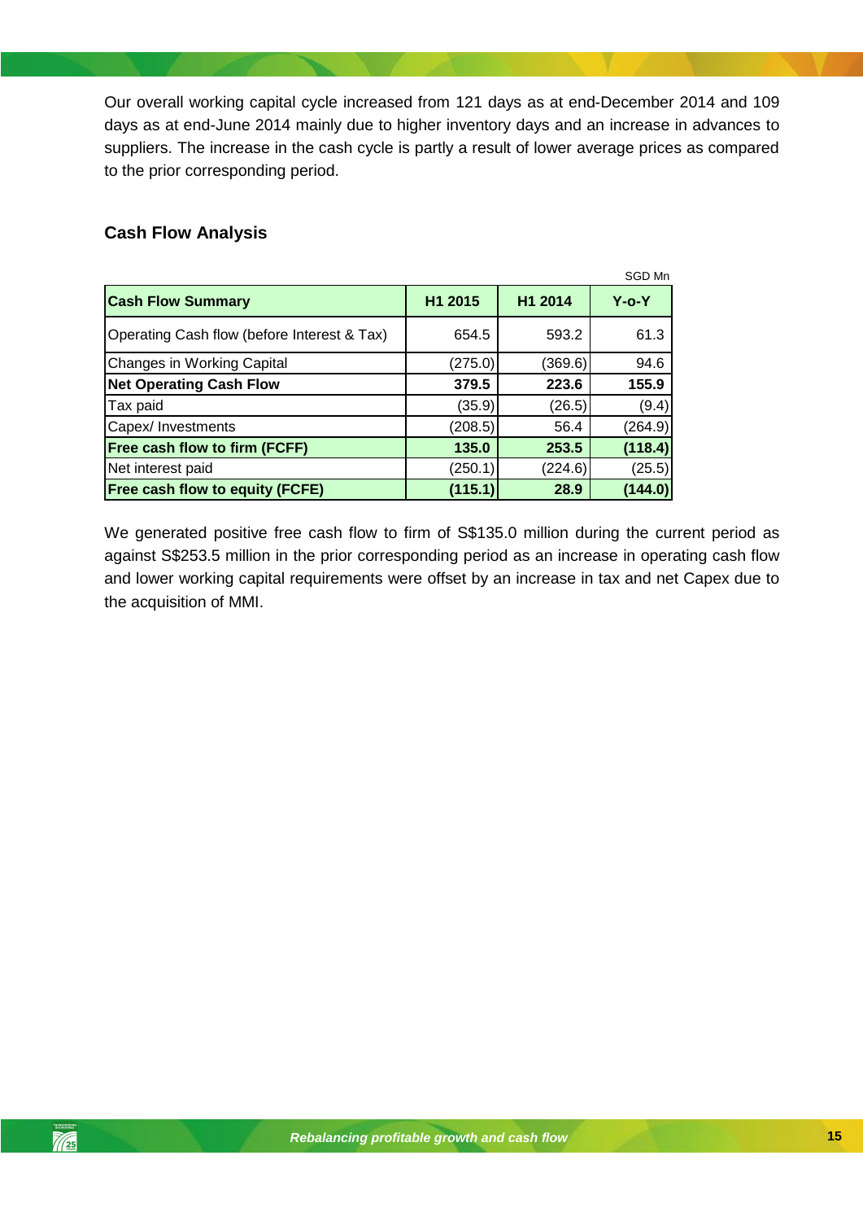Our overall working capital cycle increased from 121 days as at end-December 2014 and 109 days as at end-June 2014 mainly due to higher inventory days and an increase in advances to suppliers. The increase in the cash cycle is partly a result of lower average prices as compared to the prior corresponding period.

## Cash Flow Analysis

SGD Mn

| Cash Flow Summary | H1 2015 | H1 2014 | Y-o-Y |
|---|---|---|---|
| Operating Cash flow (before Interest & Tax) | 654.5 | 593.2 | 61.3 |
| Changes in Working Capital | (275.0) | (369.6) | 94.6 |
| **Net Operating Cash Flow** | **379.5** | **223.6** | **155.9** |
| Tax paid | (35.9) | (26.5) | (9.4) |
| Capex/ Investments | (208.5) | 56.4 | (264.9) |
| **Free cash flow to firm (FCFF)** | **135.0** | **253.5** | **(118.4)** |
| Net interest paid | (250.1) | (224.6) | (25.5) |
| **Free cash flow to equity (FCFE)** | **(115.1)** | **28.9** | **(144.0)** |

We generated positive free cash flow to firm of S$135.0 million during the current period as against S$253.5 million in the prior corresponding period as an increase in operating cash flow and lower working capital requirements were offset by an increase in tax and net Capex due to the acquisition of MMI.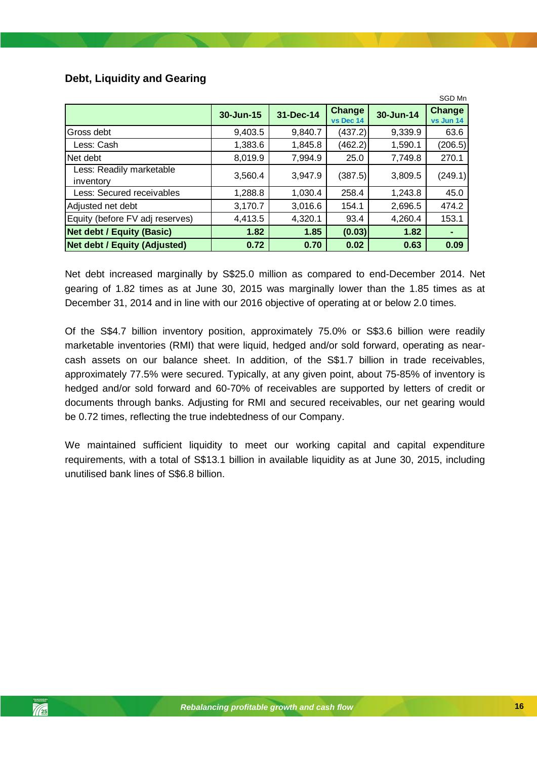## Debt, Liquidity and Gearing

SGD Mn

| | 30-Jun-15 | 31-Dec-14 | Change vs Dec 14 | 30-Jun-14 | Change vs Jun 14 |
|---|---|---|---|---|---|
| Gross debt | 9,403.5 | 9,840.7 | (437.2) | 9,339.9 | 63.6 |
| Less: Cash | 1,383.6 | 1,845.8 | (462.2) | 1,590.1 | (206.5) |
| Net debt | 8,019.9 | 7,994.9 | 25.0 | 7,749.8 | 270.1 |
| Less: Readily marketable inventory | 3,560.4 | 3,947.9 | (387.5) | 3,809.5 | (249.1) |
| Less: Secured receivables | 1,288.8 | 1,030.4 | 258.4 | 1,243.8 | 45.0 |
| Adjusted net debt | 3,170.7 | 3,016.6 | 154.1 | 2,696.5 | 474.2 |
| Equity (before FV adj reserves) | 4,413.5 | 4,320.1 | 93.4 | 4,260.4 | 153.1 |
| **Net debt / Equity (Basic)** | **1.82** | **1.85** | **(0.03)** | **1.82** | **-** |
| **Net debt / Equity (Adjusted)** | **0.72** | **0.70** | **0.02** | **0.63** | **0.09** |

Net debt increased marginally by S$25.0 million as compared to end-December 2014. Net gearing of 1.82 times as at June 30, 2015 was marginally lower than the 1.85 times as at December 31, 2014 and in line with our 2016 objective of operating at or below 2.0 times.

Of the S$4.7 billion inventory position, approximately 75.0% or S$3.6 billion were readily marketable inventories (RMI) that were liquid, hedged and/or sold forward, operating as near-cash assets on our balance sheet. In addition, of the S$1.7 billion in trade receivables, approximately 77.5% were secured. Typically, at any given point, about 75-85% of inventory is hedged and/or sold forward and 60-70% of receivables are supported by letters of credit or documents through banks. Adjusting for RMI and secured receivables, our net gearing would be 0.72 times, reflecting the true indebtedness of our Company.

We maintained sufficient liquidity to meet our working capital and capital expenditure requirements, with a total of S$13.1 billion in available liquidity as at June 30, 2015, including unutilised bank lines of S$6.8 billion.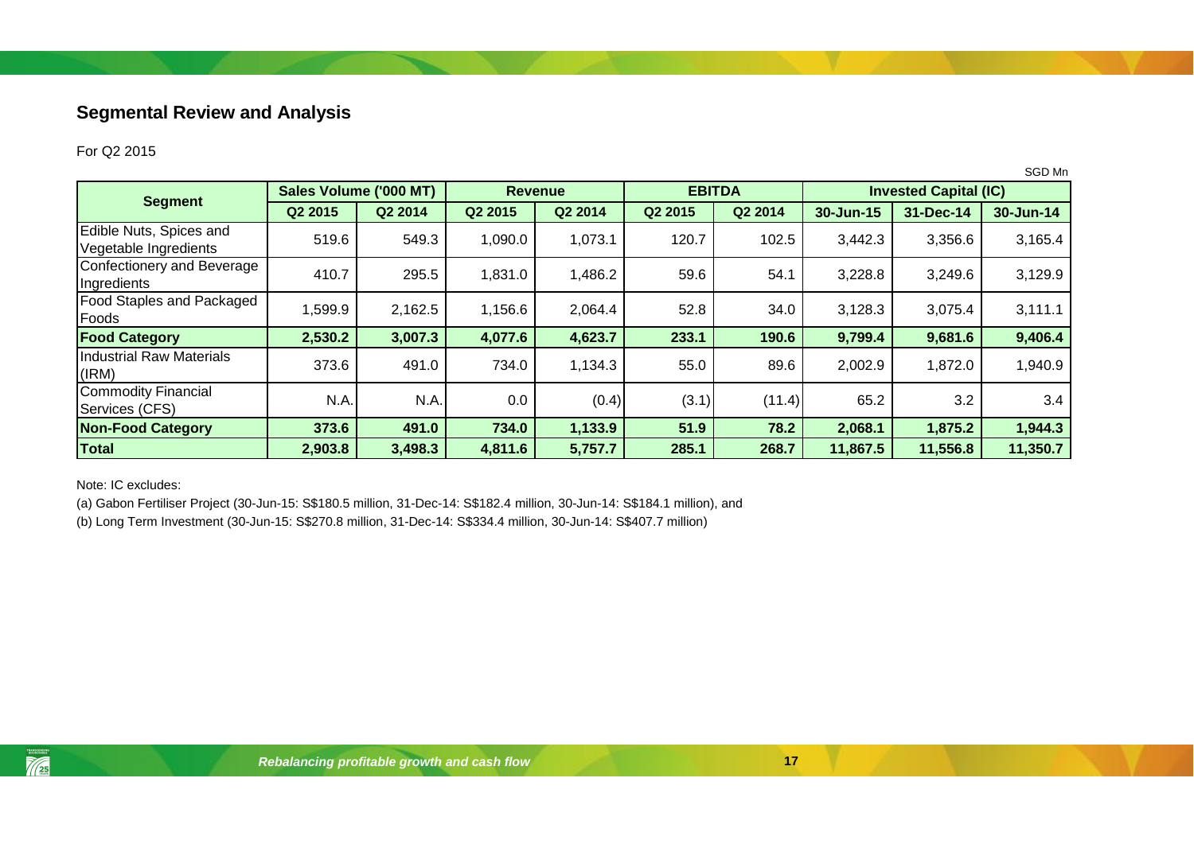## Segmental Review and Analysis

For Q2 2015

SGD Mn

| Segment | Sales Volume ('000 MT) | | Revenue | | EBITDA | | Invested Capital (IC) | | |
|---|---|---|---|---|---|---|---|---|---|
| | Q2 2015 | Q2 2014 | Q2 2015 | Q2 2014 | Q2 2015 | Q2 2014 | 30-Jun-15 | 31-Dec-14 | 30-Jun-14 |
| Edible Nuts, Spices and Vegetable Ingredients | 519.6 | 549.3 | 1,090.0 | 1,073.1 | 120.7 | 102.5 | 3,442.3 | 3,356.6 | 3,165.4 |
| Confectionery and Beverage Ingredients | 410.7 | 295.5 | 1,831.0 | 1,486.2 | 59.6 | 54.1 | 3,228.8 | 3,249.6 | 3,129.9 |
| Food Staples and Packaged Foods | 1,599.9 | 2,162.5 | 1,156.6 | 2,064.4 | 52.8 | 34.0 | 3,128.3 | 3,075.4 | 3,111.1 |
| **Food Category** | **2,530.2** | **3,007.3** | **4,077.6** | **4,623.7** | **233.1** | **190.6** | **9,799.4** | **9,681.6** | **9,406.4** |
| Industrial Raw Materials (IRM) | 373.6 | 491.0 | 734.0 | 1,134.3 | 55.0 | 89.6 | 2,002.9 | 1,872.0 | 1,940.9 |
| Commodity Financial Services (CFS) | N.A. | N.A. | 0.0 | (0.4) | (3.1) | (11.4) | 65.2 | 3.2 | 3.4 |
| **Non-Food Category** | **373.6** | **491.0** | **734.0** | **1,133.9** | **51.9** | **78.2** | **2,068.1** | **1,875.2** | **1,944.3** |
| **Total** | **2,903.8** | **3,498.3** | **4,811.6** | **5,757.7** | **285.1** | **268.7** | **11,867.5** | **11,556.8** | **11,350.7** |

Note: IC excludes:

(a) Gabon Fertiliser Project (30-Jun-15: S$180.5 million, 31-Dec-14: S$182.4 million, 30-Jun-14: S$184.1 million), and

(b) Long Term Investment (30-Jun-15: S$270.8 million, 31-Dec-14: S$334.4 million, 30-Jun-14: S$407.7 million)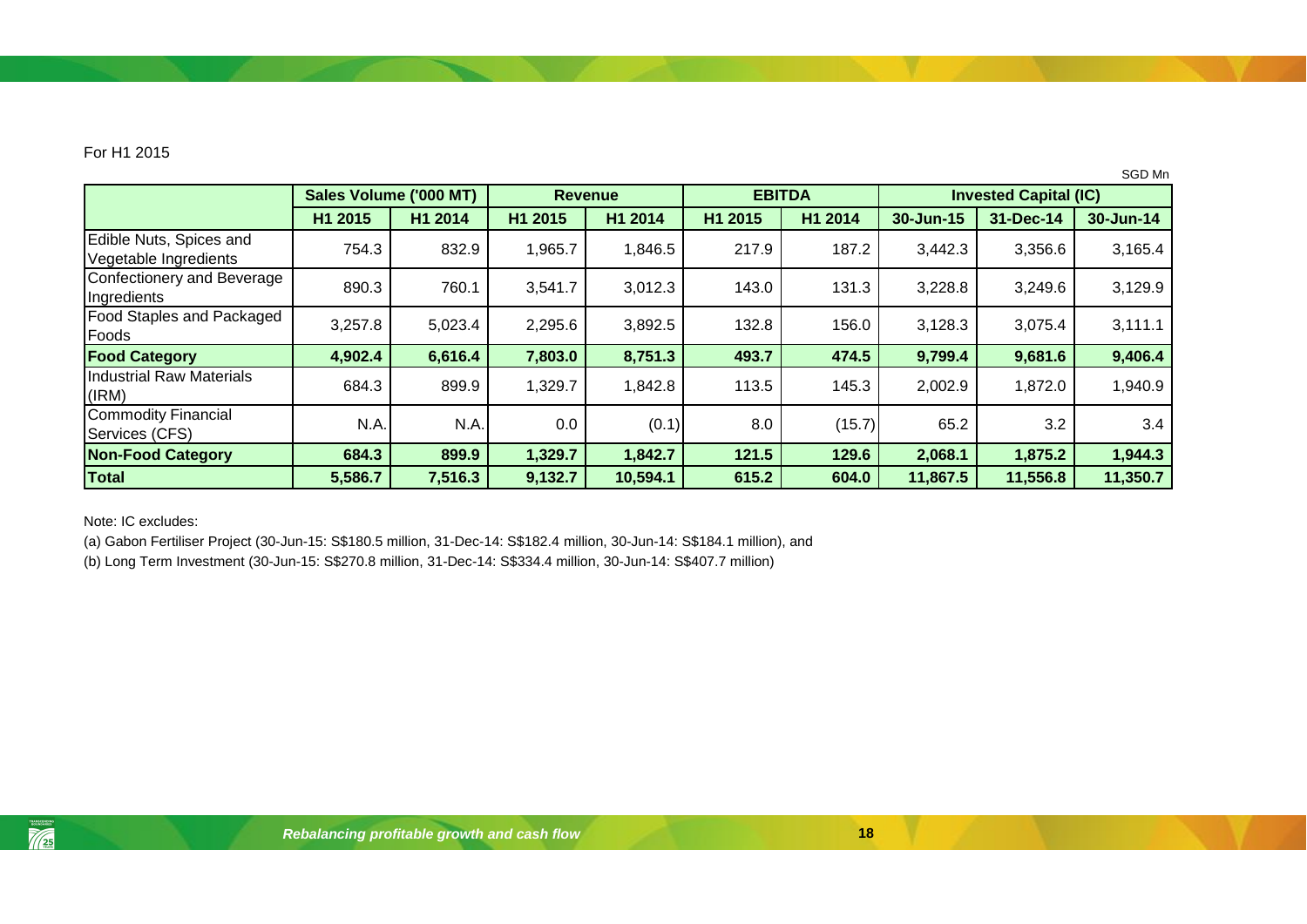For H1 2015

SGD Mn

| | Sales Volume ('000 MT) | | Revenue | | EBITDA | | Invested Capital (IC) | | |
|---|---|---|---|---|---|---|---|---|---|
| | H1 2015 | H1 2014 | H1 2015 | H1 2014 | H1 2015 | H1 2014 | 30-Jun-15 | 31-Dec-14 | 30-Jun-14 |
| Edible Nuts, Spices and Vegetable Ingredients | 754.3 | 832.9 | 1,965.7 | 1,846.5 | 217.9 | 187.2 | 3,442.3 | 3,356.6 | 3,165.4 |
| Confectionery and Beverage Ingredients | 890.3 | 760.1 | 3,541.7 | 3,012.3 | 143.0 | 131.3 | 3,228.8 | 3,249.6 | 3,129.9 |
| Food Staples and Packaged Foods | 3,257.8 | 5,023.4 | 2,295.6 | 3,892.5 | 132.8 | 156.0 | 3,128.3 | 3,075.4 | 3,111.1 |
| **Food Category** | **4,902.4** | **6,616.4** | **7,803.0** | **8,751.3** | **493.7** | **474.5** | **9,799.4** | **9,681.6** | **9,406.4** |
| Industrial Raw Materials (IRM) | 684.3 | 899.9 | 1,329.7 | 1,842.8 | 113.5 | 145.3 | 2,002.9 | 1,872.0 | 1,940.9 |
| Commodity Financial Services (CFS) | N.A. | N.A. | 0.0 | (0.1) | 8.0 | (15.7) | 65.2 | 3.2 | 3.4 |
| **Non-Food Category** | **684.3** | **899.9** | **1,329.7** | **1,842.7** | **121.5** | **129.6** | **2,068.1** | **1,875.2** | **1,944.3** |
| **Total** | **5,586.7** | **7,516.3** | **9,132.7** | **10,594.1** | **615.2** | **604.0** | **11,867.5** | **11,556.8** | **11,350.7** |

Note: IC excludes:

(a) Gabon Fertiliser Project (30-Jun-15: S$180.5 million, 31-Dec-14: S$182.4 million, 30-Jun-14: S$184.1 million), and

(b) Long Term Investment (30-Jun-15: S$270.8 million, 31-Dec-14: S$334.4 million, 30-Jun-14: S$407.7 million)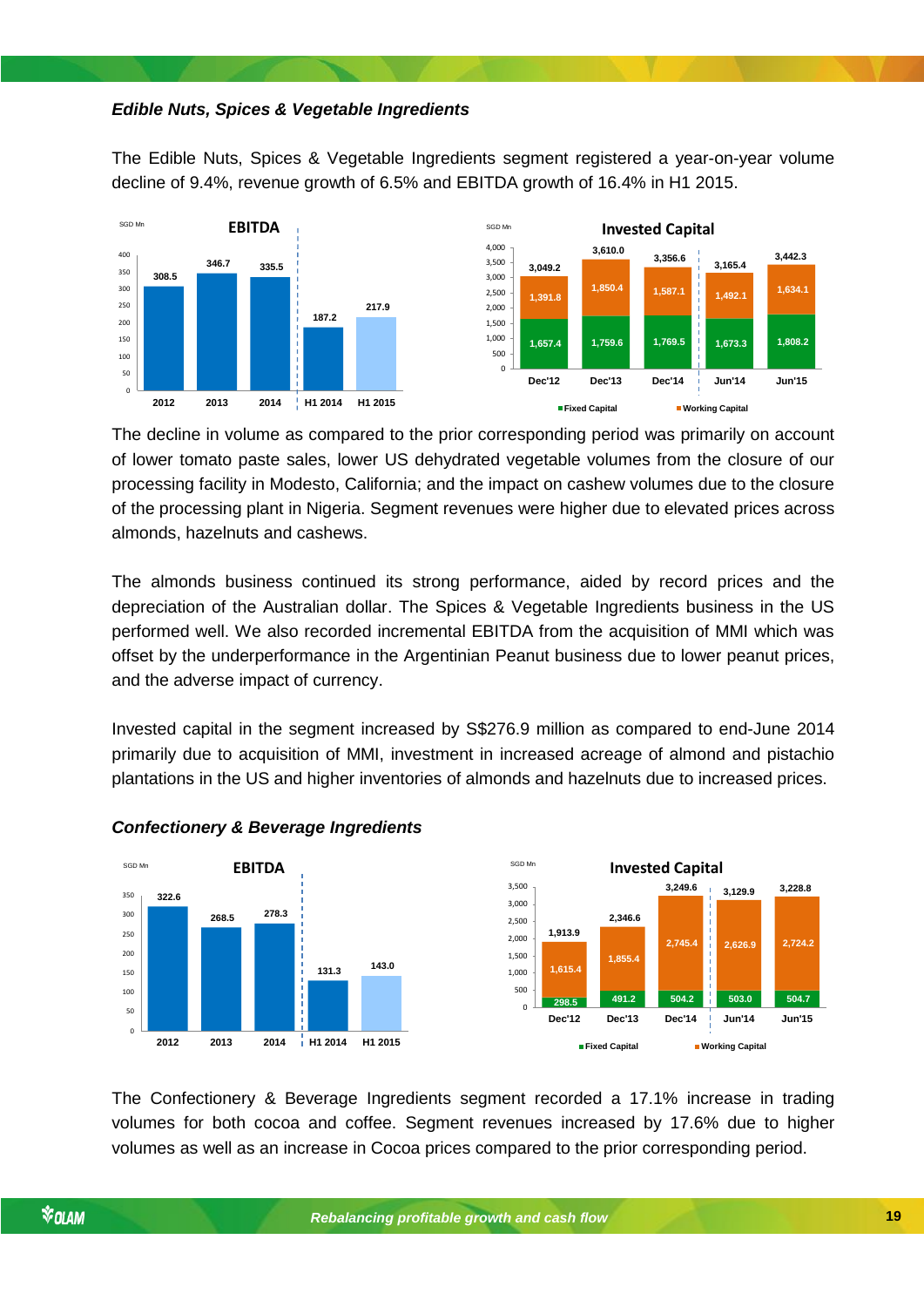***Edible Nuts, Spices & Vegetable Ingredients***

The Edible Nuts, Spices & Vegetable Ingredients segment registered a year-on-year volume decline of 9.4%, revenue growth of 6.5% and EBITDA growth of 16.4% in H1 2015.

**EBITDA** (SGD Mn)

| 2012 | 2013 | 2014 | H1 2014 | H1 2015 |
|---|---|---|---|---|
| 308.5 | 346.7 | 335.5 | 187.2 | 217.9 |

**Invested Capital** (SGD Mn)

| | Dec'12 | Dec'13 | Dec'14 | Jun'14 | Jun'15 |
|---|---|---|---|---|---|
| Fixed Capital | 1,657.4 | 1,759.6 | 1,769.5 | 1,673.3 | 1,808.2 |
| Working Capital | 1,391.8 | 1,850.4 | 1,587.1 | 1,492.1 | 1,634.1 |
| Total | 3,049.2 | 3,610.0 | 3,356.6 | 3,165.4 | 3,442.3 |

The decline in volume as compared to the prior corresponding period was primarily on account of lower tomato paste sales, lower US dehydrated vegetable volumes from the closure of our processing facility in Modesto, California; and the impact on cashew volumes due to the closure of the processing plant in Nigeria. Segment revenues were higher due to elevated prices across almonds, hazelnuts and cashews.

The almonds business continued its strong performance, aided by record prices and the depreciation of the Australian dollar. The Spices & Vegetable Ingredients business in the US performed well. We also recorded incremental EBITDA from the acquisition of MMI which was offset by the underperformance in the Argentinian Peanut business due to lower peanut prices, and the adverse impact of currency.

Invested capital in the segment increased by S$276.9 million as compared to end-June 2014 primarily due to acquisition of MMI, investment in increased acreage of almond and pistachio plantations in the US and higher inventories of almonds and hazelnuts due to increased prices.

***Confectionery & Beverage Ingredients***

**EBITDA** (SGD Mn)

| 2012 | 2013 | 2014 | H1 2014 | H1 2015 |
|---|---|---|---|---|
| 322.6 | 268.5 | 278.3 | 131.3 | 143.0 |

**Invested Capital** (SGD Mn)

| | Dec'12 | Dec'13 | Dec'14 | Jun'14 | Jun'15 |
|---|---|---|---|---|---|
| Fixed Capital | 298.5 | 491.2 | 504.2 | 503.0 | 504.7 |
| Working Capital | 1,615.4 | 1,855.4 | 2,745.4 | 2,626.9 | 2,724.2 |
| Total | 1,913.9 | 2,346.6 | 3,249.6 | 3,129.9 | 3,228.8 |

The Confectionery & Beverage Ingredients segment recorded a 17.1% increase in trading volumes for both cocoa and coffee. Segment revenues increased by 17.6% due to higher volumes as well as an increase in Cocoa prices compared to the prior corresponding period.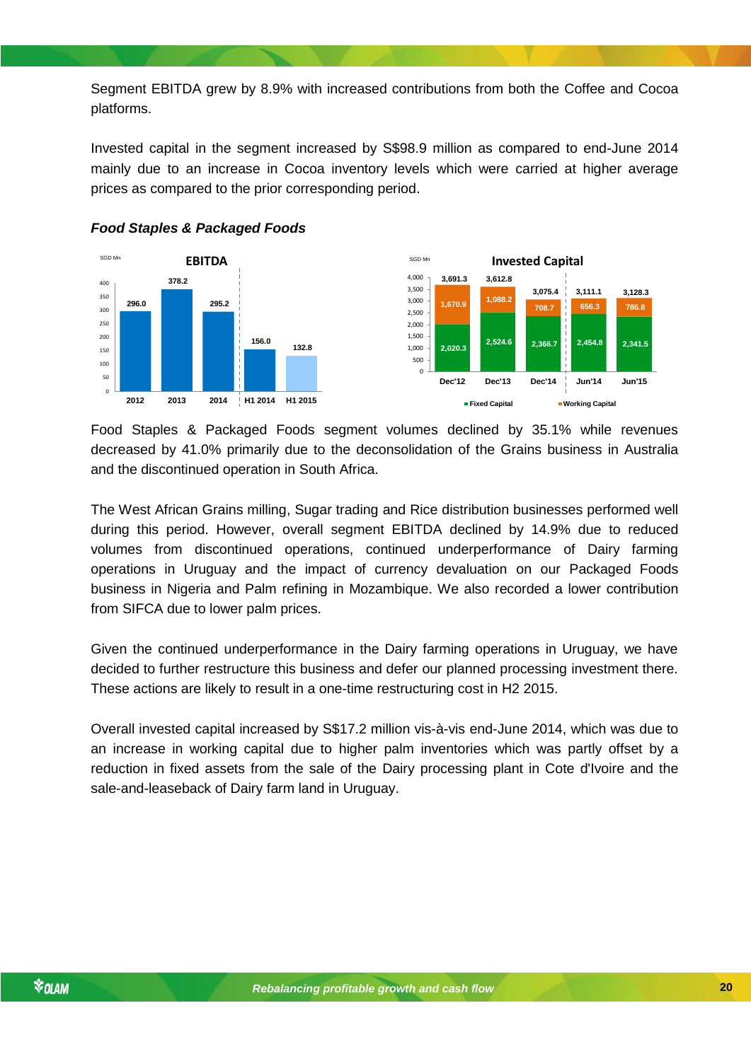Segment EBITDA grew by 8.9% with increased contributions from both the Coffee and Cocoa platforms.

Invested capital in the segment increased by S$98.9 million as compared to end-June 2014 mainly due to an increase in Cocoa inventory levels which were carried at higher average prices as compared to the prior corresponding period.

***Food Staples & Packaged Foods***

**EBITDA** (SGD Mn)

| 2012 | 2013 | 2014 | H1 2014 | H1 2015 |
|---|---|---|---|---|
| 296.0 | 378.2 | 295.2 | 156.0 | 132.8 |

**Invested Capital** (SGD Mn)

| | Dec'12 | Dec'13 | Dec'14 | Jun'14 | Jun'15 |
|---|---|---|---|---|---|
| Fixed Capital | 2,020.3 | 2,524.6 | 2,366.7 | 2,454.8 | 2,341.5 |
| Working Capital | 1,670.9 | 1,088.2 | 708.7 | 656.3 | 786.8 |
| Total | 3,691.3 | 3,612.8 | 3,075.4 | 3,111.1 | 3,128.3 |

Food Staples & Packaged Foods segment volumes declined by 35.1% while revenues decreased by 41.0% primarily due to the deconsolidation of the Grains business in Australia and the discontinued operation in South Africa.

The West African Grains milling, Sugar trading and Rice distribution businesses performed well during this period. However, overall segment EBITDA declined by 14.9% due to reduced volumes from discontinued operations, continued underperformance of Dairy farming operations in Uruguay and the impact of currency devaluation on our Packaged Foods business in Nigeria and Palm refining in Mozambique. We also recorded a lower contribution from SIFCA due to lower palm prices.

Given the continued underperformance in the Dairy farming operations in Uruguay, we have decided to further restructure this business and defer our planned processing investment there. These actions are likely to result in a one-time restructuring cost in H2 2015.

Overall invested capital increased by S$17.2 million vis-à-vis end-June 2014, which was due to an increase in working capital due to higher palm inventories which was partly offset by a reduction in fixed assets from the sale of the Dairy processing plant in Cote d'Ivoire and the sale-and-leaseback of Dairy farm land in Uruguay.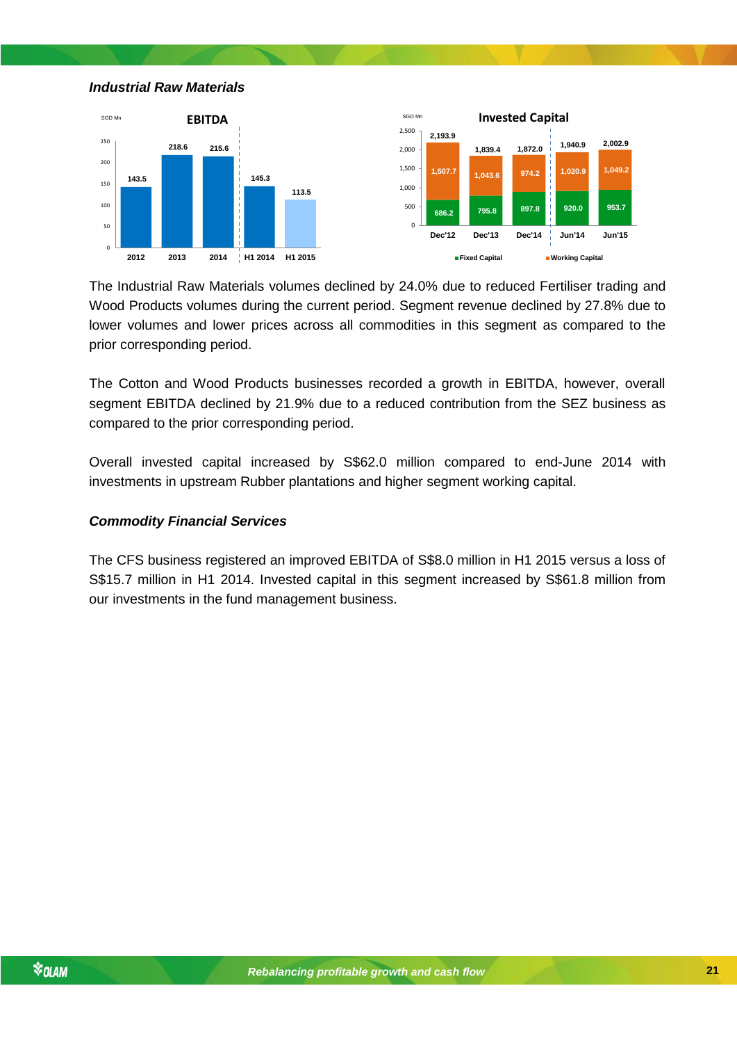### *Industrial Raw Materials*

**EBITDA** (SGD Mn)

| | 2012 | 2013 | 2014 | H1 2014 | H1 2015 |
|---|---|---|---|---|---|
| EBITDA | 143.5 | 218.6 | 215.6 | 145.3 | 113.5 |

**Invested Capital** (SGD Mn)

| | Dec'12 | Dec'13 | Dec'14 | Jun'14 | Jun'15 |
|---|---|---|---|---|---|
| Fixed Capital | 686.2 | 795.8 | 897.8 | 920.0 | 953.7 |
| Working Capital | 1,507.7 | 1,043.6 | 974.2 | 1,020.9 | 1,049.2 |
| Total | 2,193.9 | 1,839.4 | 1,872.0 | 1,940.9 | 2,002.9 |

The Industrial Raw Materials volumes declined by 24.0% due to reduced Fertiliser trading and Wood Products volumes during the current period. Segment revenue declined by 27.8% due to lower volumes and lower prices across all commodities in this segment as compared to the prior corresponding period.

The Cotton and Wood Products businesses recorded a growth in EBITDA, however, overall segment EBITDA declined by 21.9% due to a reduced contribution from the SEZ business as compared to the prior corresponding period.

Overall invested capital increased by S$62.0 million compared to end-June 2014 with investments in upstream Rubber plantations and higher segment working capital.

### *Commodity Financial Services*

The CFS business registered an improved EBITDA of S$8.0 million in H1 2015 versus a loss of S$15.7 million in H1 2014. Invested capital in this segment increased by S$61.8 million from our investments in the fund management business.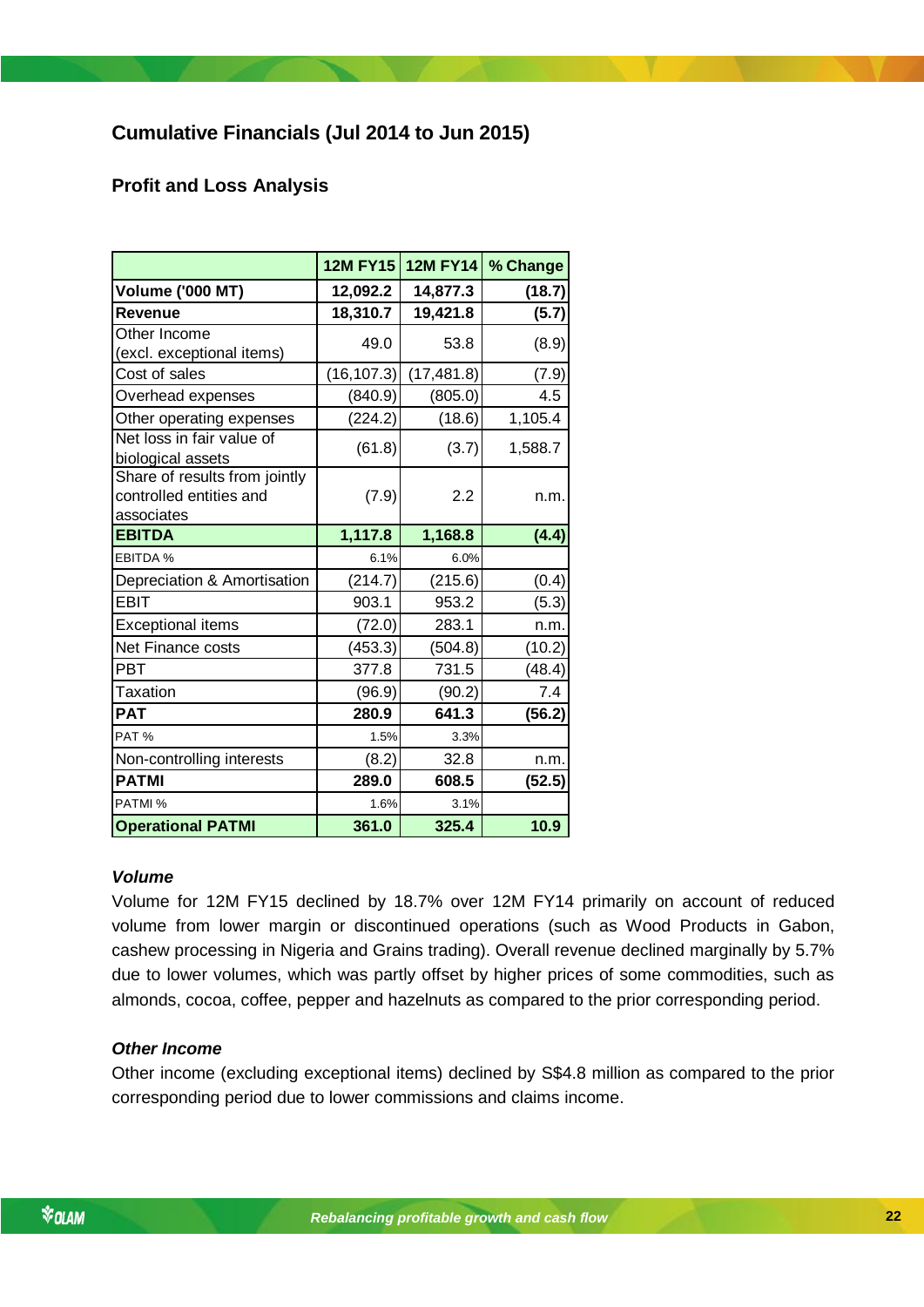## Cumulative Financials (Jul 2014 to Jun 2015)

### Profit and Loss Analysis

| | 12M FY15 | 12M FY14 | % Change |
|---|---|---|---|
| **Volume ('000 MT)** | **12,092.2** | **14,877.3** | **(18.7)** |
| **Revenue** | **18,310.7** | **19,421.8** | **(5.7)** |
| Other Income (excl. exceptional items) | 49.0 | 53.8 | (8.9) |
| Cost of sales | (16,107.3) | (17,481.8) | (7.9) |
| Overhead expenses | (840.9) | (805.0) | 4.5 |
| Other operating expenses | (224.2) | (18.6) | 1,105.4 |
| Net loss in fair value of biological assets | (61.8) | (3.7) | 1,588.7 |
| Share of results from jointly controlled entities and associates | (7.9) | 2.2 | n.m. |
| **EBITDA** | **1,117.8** | **1,168.8** | **(4.4)** |
| EBITDA % | 6.1% | 6.0% | |
| Depreciation & Amortisation | (214.7) | (215.6) | (0.4) |
| EBIT | 903.1 | 953.2 | (5.3) |
| Exceptional items | (72.0) | 283.1 | n.m. |
| Net Finance costs | (453.3) | (504.8) | (10.2) |
| PBT | 377.8 | 731.5 | (48.4) |
| Taxation | (96.9) | (90.2) | 7.4 |
| **PAT** | **280.9** | **641.3** | **(56.2)** |
| PAT % | 1.5% | 3.3% | |
| Non-controlling interests | (8.2) | 32.8 | n.m. |
| **PATMI** | **289.0** | **608.5** | **(52.5)** |
| PATMI % | 1.6% | 3.1% | |
| **Operational PATMI** | **361.0** | **325.4** | **10.9** |

***Volume***

Volume for 12M FY15 declined by 18.7% over 12M FY14 primarily on account of reduced volume from lower margin or discontinued operations (such as Wood Products in Gabon, cashew processing in Nigeria and Grains trading). Overall revenue declined marginally by 5.7% due to lower volumes, which was partly offset by higher prices of some commodities, such as almonds, cocoa, coffee, pepper and hazelnuts as compared to the prior corresponding period.

***Other Income***

Other income (excluding exceptional items) declined by S$4.8 million as compared to the prior corresponding period due to lower commissions and claims income.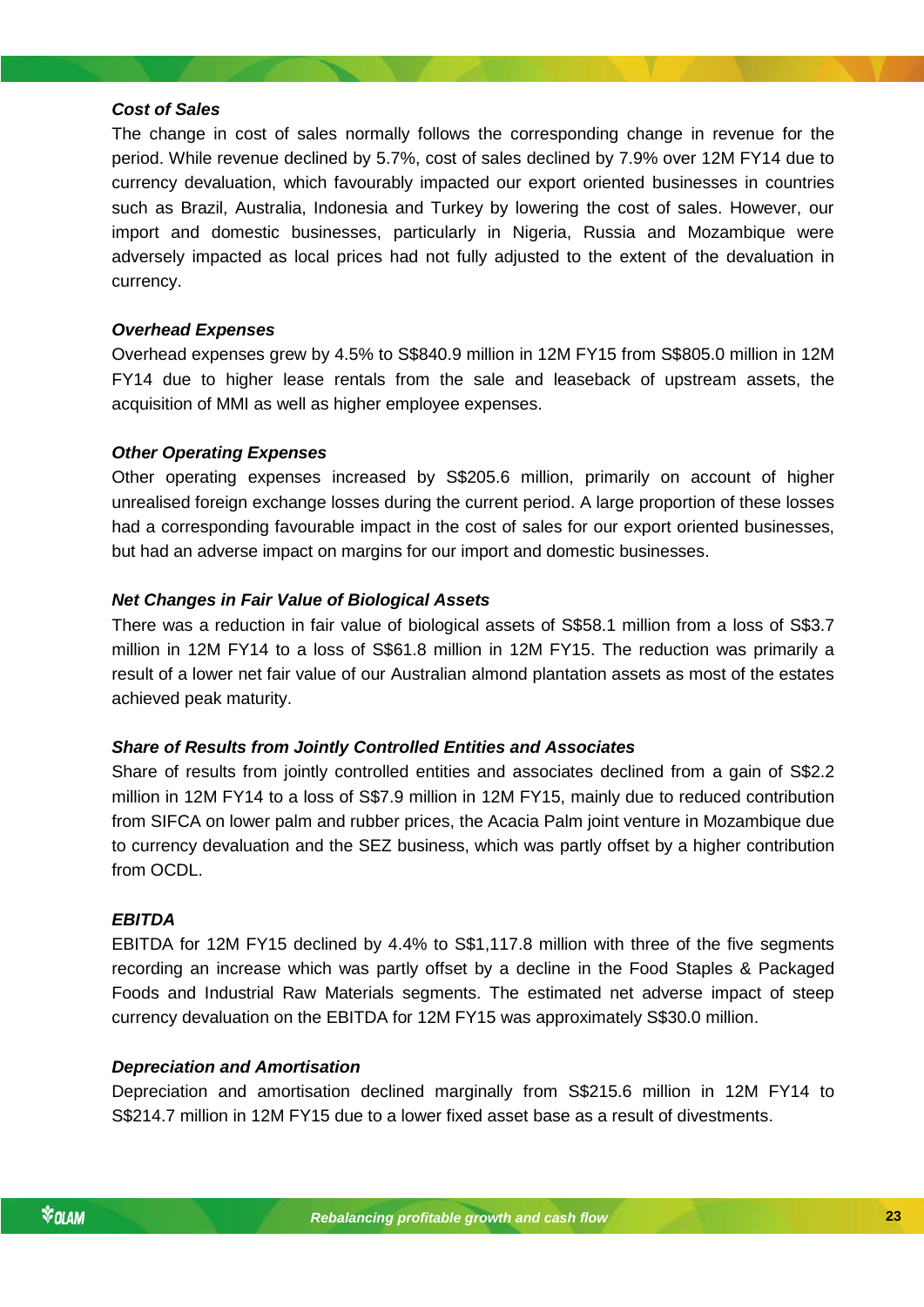***Cost of Sales***

The change in cost of sales normally follows the corresponding change in revenue for the period. While revenue declined by 5.7%, cost of sales declined by 7.9% over 12M FY14 due to currency devaluation, which favourably impacted our export oriented businesses in countries such as Brazil, Australia, Indonesia and Turkey by lowering the cost of sales. However, our import and domestic businesses, particularly in Nigeria, Russia and Mozambique were adversely impacted as local prices had not fully adjusted to the extent of the devaluation in currency.

***Overhead Expenses***

Overhead expenses grew by 4.5% to S$840.9 million in 12M FY15 from S$805.0 million in 12M FY14 due to higher lease rentals from the sale and leaseback of upstream assets, the acquisition of MMI as well as higher employee expenses.

***Other Operating Expenses***

Other operating expenses increased by S$205.6 million, primarily on account of higher unrealised foreign exchange losses during the current period. A large proportion of these losses had a corresponding favourable impact in the cost of sales for our export oriented businesses, but had an adverse impact on margins for our import and domestic businesses.

***Net Changes in Fair Value of Biological Assets***

There was a reduction in fair value of biological assets of S$58.1 million from a loss of S$3.7 million in 12M FY14 to a loss of S$61.8 million in 12M FY15. The reduction was primarily a result of a lower net fair value of our Australian almond plantation assets as most of the estates achieved peak maturity.

***Share of Results from Jointly Controlled Entities and Associates***

Share of results from jointly controlled entities and associates declined from a gain of S$2.2 million in 12M FY14 to a loss of S$7.9 million in 12M FY15, mainly due to reduced contribution from SIFCA on lower palm and rubber prices, the Acacia Palm joint venture in Mozambique due to currency devaluation and the SEZ business, which was partly offset by a higher contribution from OCDL.

***EBITDA***

EBITDA for 12M FY15 declined by 4.4% to S$1,117.8 million with three of the five segments recording an increase which was partly offset by a decline in the Food Staples & Packaged Foods and Industrial Raw Materials segments. The estimated net adverse impact of steep currency devaluation on the EBITDA for 12M FY15 was approximately S$30.0 million.

***Depreciation and Amortisation***

Depreciation and amortisation declined marginally from S$215.6 million in 12M FY14 to S$214.7 million in 12M FY15 due to a lower fixed asset base as a result of divestments.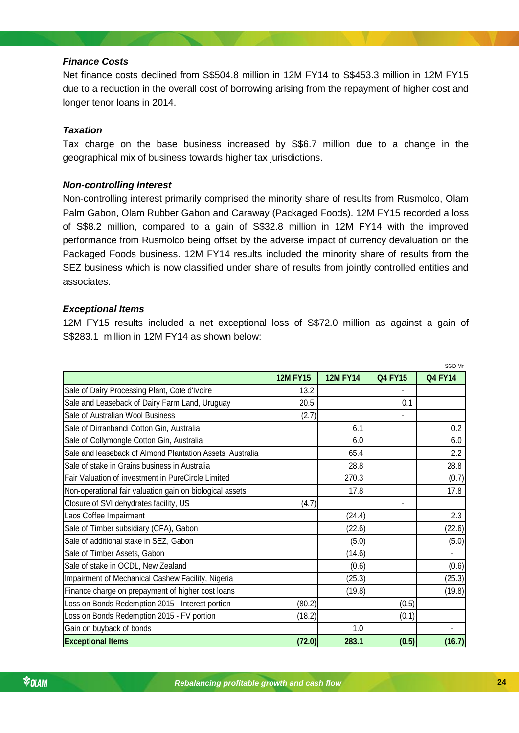### *Finance Costs*

Net finance costs declined from S$504.8 million in 12M FY14 to S$453.3 million in 12M FY15 due to a reduction in the overall cost of borrowing arising from the repayment of higher cost and longer tenor loans in 2014.

### *Taxation*

Tax charge on the base business increased by S$6.7 million due to a change in the geographical mix of business towards higher tax jurisdictions.

### *Non-controlling Interest*

Non-controlling interest primarily comprised the minority share of results from Rusmolco, Olam Palm Gabon, Olam Rubber Gabon and Caraway (Packaged Foods). 12M FY15 recorded a loss of S$8.2 million, compared to a gain of S$32.8 million in 12M FY14 with the improved performance from Rusmolco being offset by the adverse impact of currency devaluation on the Packaged Foods business. 12M FY14 results included the minority share of results from the SEZ business which is now classified under share of results from jointly controlled entities and associates.

### *Exceptional Items*

12M FY15 results included a net exceptional loss of S$72.0 million as against a gain of S$283.1 million in 12M FY14 as shown below:

SGD Mn

| | 12M FY15 | 12M FY14 | Q4 FY15 | Q4 FY14 |
|---|---|---|---|---|
| Sale of Dairy Processing Plant, Cote d'Ivoire | 13.2 | | - | |
| Sale and Leaseback of Dairy Farm Land, Uruguay | 20.5 | | 0.1 | |
| Sale of Australian Wool Business | (2.7) | | - | |
| Sale of Dirranbandi Cotton Gin, Australia | | 6.1 | | 0.2 |
| Sale of Collymongle Cotton Gin, Australia | | 6.0 | | 6.0 |
| Sale and leaseback of Almond Plantation Assets, Australia | | 65.4 | | 2.2 |
| Sale of stake in Grains business in Australia | | 28.8 | | 28.8 |
| Fair Valuation of investment in PureCircle Limited | | 270.3 | | (0.7) |
| Non-operational fair valuation gain on biological assets | | 17.8 | | 17.8 |
| Closure of SVI dehydrates facility, US | (4.7) | | - | |
| Laos Coffee Impairment | | (24.4) | | 2.3 |
| Sale of Timber subsidiary (CFA), Gabon | | (22.6) | | (22.6) |
| Sale of additional stake in SEZ, Gabon | | (5.0) | | (5.0) |
| Sale of Timber Assets, Gabon | | (14.6) | | - |
| Sale of stake in OCDL, New Zealand | | (0.6) | | (0.6) |
| Impairment of Mechanical Cashew Facility, Nigeria | | (25.3) | | (25.3) |
| Finance charge on prepayment of higher cost loans | | (19.8) | | (19.8) |
| Loss on Bonds Redemption 2015 - Interest portion | (80.2) | | (0.5) | |
| Loss on Bonds Redemption 2015 - FV portion | (18.2) | | (0.1) | |
| Gain on buyback of bonds | | 1.0 | | - |
| **Exceptional Items** | **(72.0)** | **283.1** | **(0.5)** | **(16.7)** |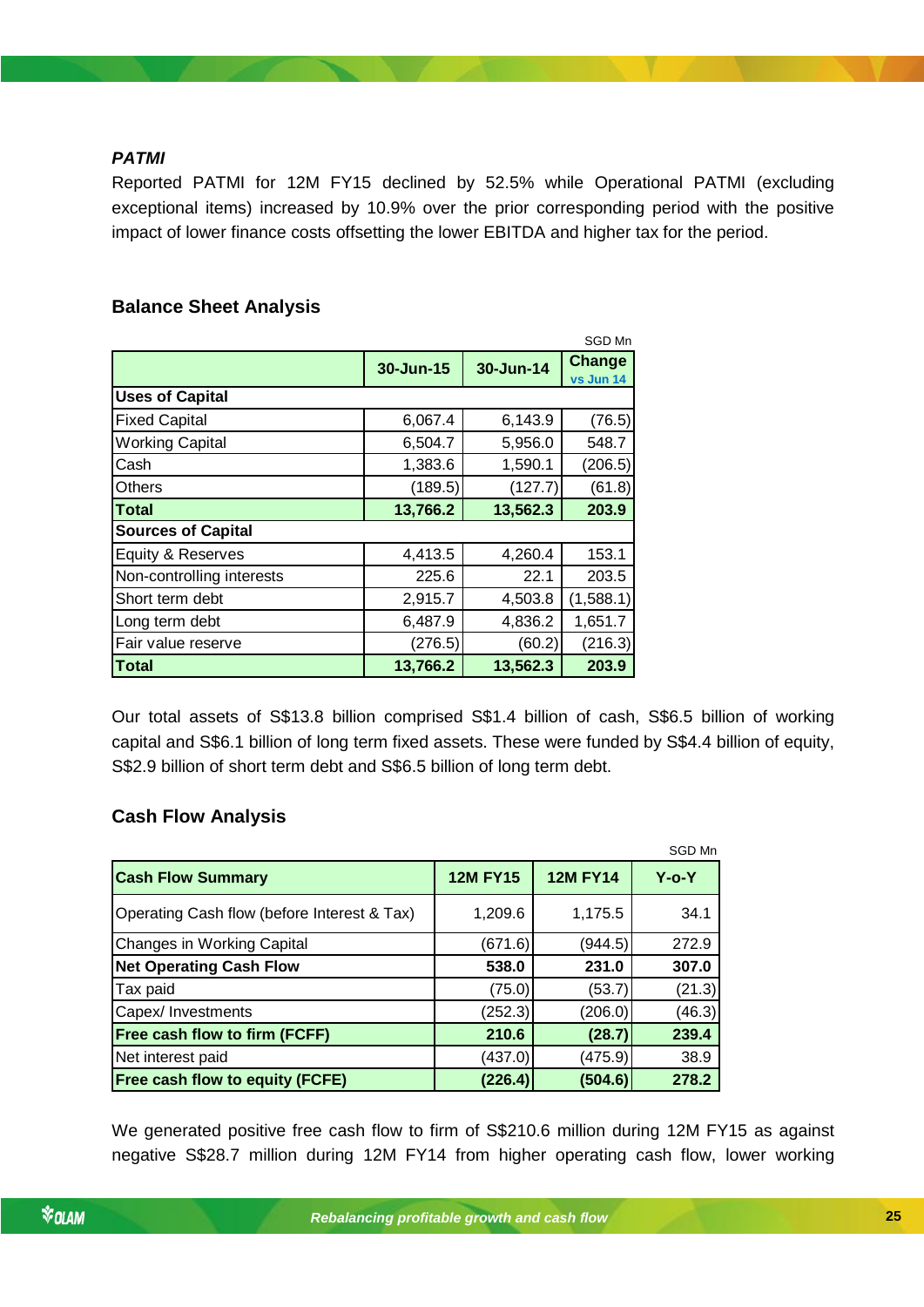***PATMI***

Reported PATMI for 12M FY15 declined by 52.5% while Operational PATMI (excluding exceptional items) increased by 10.9% over the prior corresponding period with the positive impact of lower finance costs offsetting the lower EBITDA and higher tax for the period.

## Balance Sheet Analysis

SGD Mn

| | 30-Jun-15 | 30-Jun-14 | Change vs Jun 14 |
|---|---|---|---|
| **Uses of Capital** | | | |
| Fixed Capital | 6,067.4 | 6,143.9 | (76.5) |
| Working Capital | 6,504.7 | 5,956.0 | 548.7 |
| Cash | 1,383.6 | 1,590.1 | (206.5) |
| Others | (189.5) | (127.7) | (61.8) |
| **Total** | **13,766.2** | **13,562.3** | **203.9** |
| **Sources of Capital** | | | |
| Equity & Reserves | 4,413.5 | 4,260.4 | 153.1 |
| Non-controlling interests | 225.6 | 22.1 | 203.5 |
| Short term debt | 2,915.7 | 4,503.8 | (1,588.1) |
| Long term debt | 6,487.9 | 4,836.2 | 1,651.7 |
| Fair value reserve | (276.5) | (60.2) | (216.3) |
| **Total** | **13,766.2** | **13,562.3** | **203.9** |

Our total assets of S$13.8 billion comprised S$1.4 billion of cash, S$6.5 billion of working capital and S$6.1 billion of long term fixed assets. These were funded by S$4.4 billion of equity, S$2.9 billion of short term debt and S$6.5 billion of long term debt.

## Cash Flow Analysis

SGD Mn

| Cash Flow Summary | 12M FY15 | 12M FY14 | Y-o-Y |
|---|---|---|---|
| Operating Cash flow (before Interest & Tax) | 1,209.6 | 1,175.5 | 34.1 |
| Changes in Working Capital | (671.6) | (944.5) | 272.9 |
| **Net Operating Cash Flow** | **538.0** | **231.0** | **307.0** |
| Tax paid | (75.0) | (53.7) | (21.3) |
| Capex/ Investments | (252.3) | (206.0) | (46.3) |
| **Free cash flow to firm (FCFF)** | **210.6** | **(28.7)** | **239.4** |
| Net interest paid | (437.0) | (475.9) | 38.9 |
| **Free cash flow to equity (FCFE)** | **(226.4)** | **(504.6)** | **278.2** |

We generated positive free cash flow to firm of S$210.6 million during 12M FY15 as against negative S$28.7 million during 12M FY14 from higher operating cash flow, lower working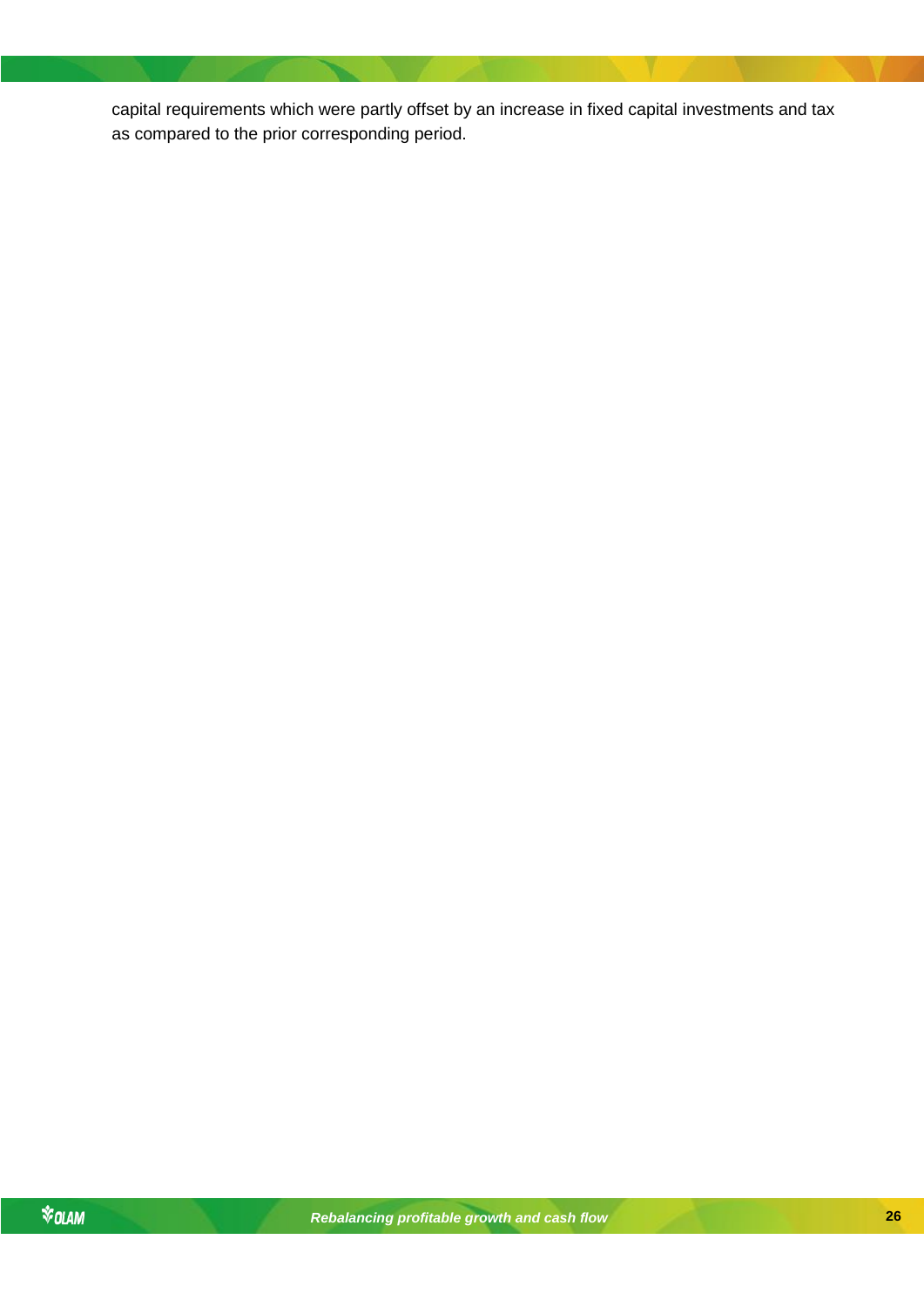capital requirements which were partly offset by an increase in fixed capital investments and tax as compared to the prior corresponding period.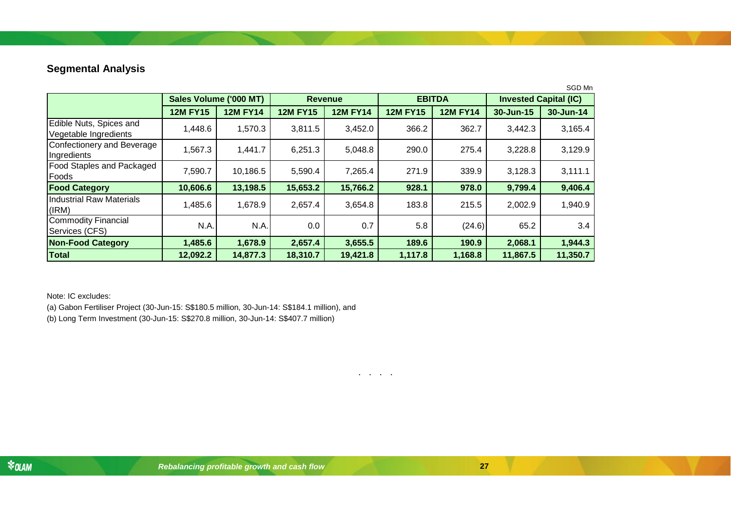## Segmental Analysis

SGD Mn

| | Sales Volume ('000 MT) | | Revenue | | EBITDA | | Invested Capital (IC) | |
|---|---|---|---|---|---|---|---|---|
| | 12M FY15 | 12M FY14 | 12M FY15 | 12M FY14 | 12M FY15 | 12M FY14 | 30-Jun-15 | 30-Jun-14 |
| Edible Nuts, Spices and Vegetable Ingredients | 1,448.6 | 1,570.3 | 3,811.5 | 3,452.0 | 366.2 | 362.7 | 3,442.3 | 3,165.4 |
| Confectionery and Beverage Ingredients | 1,567.3 | 1,441.7 | 6,251.3 | 5,048.8 | 290.0 | 275.4 | 3,228.8 | 3,129.9 |
| Food Staples and Packaged Foods | 7,590.7 | 10,186.5 | 5,590.4 | 7,265.4 | 271.9 | 339.9 | 3,128.3 | 3,111.1 |
| **Food Category** | **10,606.6** | **13,198.5** | **15,653.2** | **15,766.2** | **928.1** | **978.0** | **9,799.4** | **9,406.4** |
| Industrial Raw Materials (IRM) | 1,485.6 | 1,678.9 | 2,657.4 | 3,654.8 | 183.8 | 215.5 | 2,002.9 | 1,940.9 |
| Commodity Financial Services (CFS) | N.A. | N.A. | 0.0 | 0.7 | 5.8 | (24.6) | 65.2 | 3.4 |
| **Non-Food Category** | **1,485.6** | **1,678.9** | **2,657.4** | **3,655.5** | **189.6** | **190.9** | **2,068.1** | **1,944.3** |
| **Total** | **12,092.2** | **14,877.3** | **18,310.7** | **19,421.8** | **1,117.8** | **1,168.8** | **11,867.5** | **11,350.7** |

Note: IC excludes:

(a) Gabon Fertiliser Project (30-Jun-15: S$180.5 million, 30-Jun-14: S$184.1 million), and

(b) Long Term Investment (30-Jun-15: S$270.8 million, 30-Jun-14: S$407.7 million)

. . . .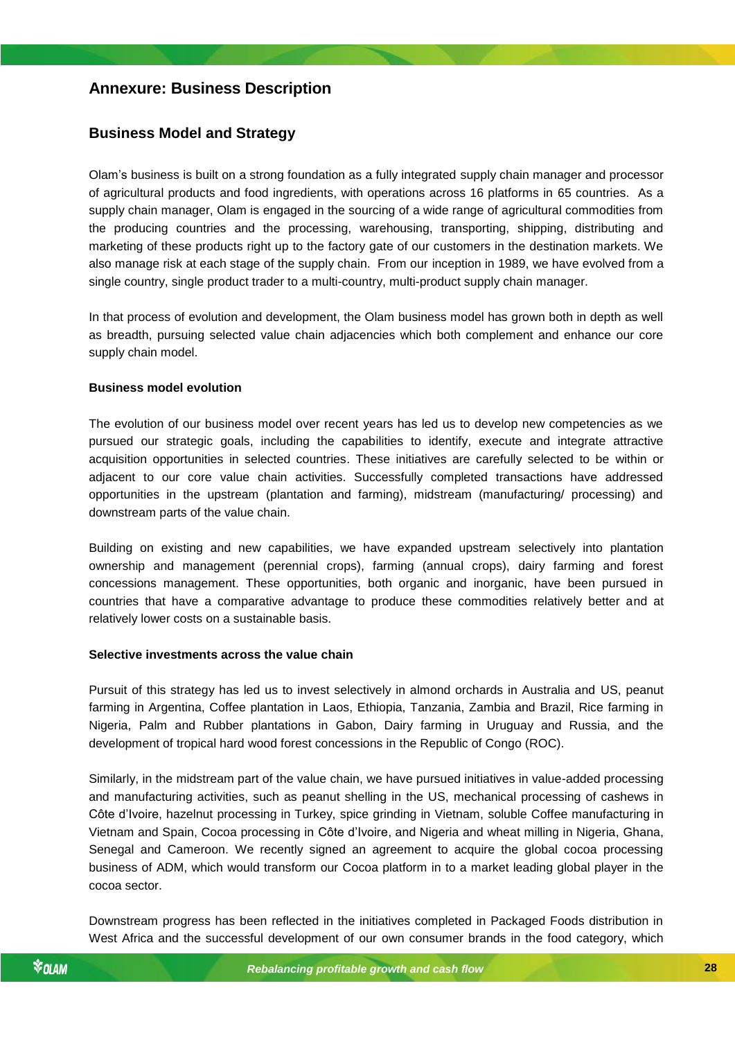## Annexure: Business Description

### Business Model and Strategy

Olam's business is built on a strong foundation as a fully integrated supply chain manager and processor of agricultural products and food ingredients, with operations across 16 platforms in 65 countries. As a supply chain manager, Olam is engaged in the sourcing of a wide range of agricultural commodities from the producing countries and the processing, warehousing, transporting, shipping, distributing and marketing of these products right up to the factory gate of our customers in the destination markets. We also manage risk at each stage of the supply chain. From our inception in 1989, we have evolved from a single country, single product trader to a multi-country, multi-product supply chain manager.

In that process of evolution and development, the Olam business model has grown both in depth as well as breadth, pursuing selected value chain adjacencies which both complement and enhance our core supply chain model.

**Business model evolution**

The evolution of our business model over recent years has led us to develop new competencies as we pursued our strategic goals, including the capabilities to identify, execute and integrate attractive acquisition opportunities in selected countries. These initiatives are carefully selected to be within or adjacent to our core value chain activities. Successfully completed transactions have addressed opportunities in the upstream (plantation and farming), midstream (manufacturing/ processing) and downstream parts of the value chain.

Building on existing and new capabilities, we have expanded upstream selectively into plantation ownership and management (perennial crops), farming (annual crops), dairy farming and forest concessions management. These opportunities, both organic and inorganic, have been pursued in countries that have a comparative advantage to produce these commodities relatively better and at relatively lower costs on a sustainable basis.

**Selective investments across the value chain**

Pursuit of this strategy has led us to invest selectively in almond orchards in Australia and US, peanut farming in Argentina, Coffee plantation in Laos, Ethiopia, Tanzania, Zambia and Brazil, Rice farming in Nigeria, Palm and Rubber plantations in Gabon, Dairy farming in Uruguay and Russia, and the development of tropical hard wood forest concessions in the Republic of Congo (ROC).

Similarly, in the midstream part of the value chain, we have pursued initiatives in value-added processing and manufacturing activities, such as peanut shelling in the US, mechanical processing of cashews in Côte d'Ivoire, hazelnut processing in Turkey, spice grinding in Vietnam, soluble Coffee manufacturing in Vietnam and Spain, Cocoa processing in Côte d'Ivoire, and Nigeria and wheat milling in Nigeria, Ghana, Senegal and Cameroon. We recently signed an agreement to acquire the global cocoa processing business of ADM, which would transform our Cocoa platform in to a market leading global player in the cocoa sector.

Downstream progress has been reflected in the initiatives completed in Packaged Foods distribution in West Africa and the successful development of our own consumer brands in the food category, which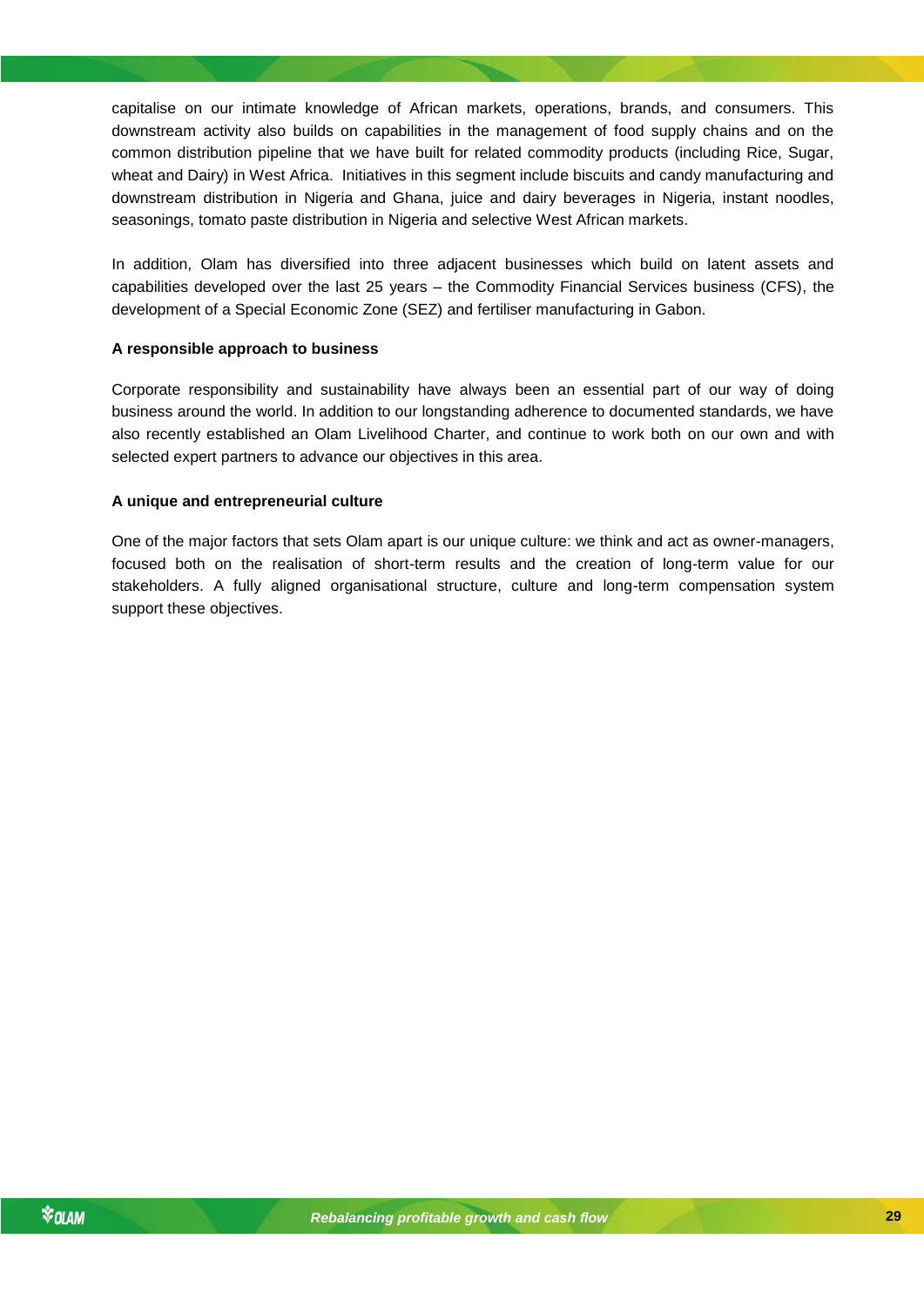capitalise on our intimate knowledge of African markets, operations, brands, and consumers. This downstream activity also builds on capabilities in the management of food supply chains and on the common distribution pipeline that we have built for related commodity products (including Rice, Sugar, wheat and Dairy) in West Africa. Initiatives in this segment include biscuits and candy manufacturing and downstream distribution in Nigeria and Ghana, juice and dairy beverages in Nigeria, instant noodles, seasonings, tomato paste distribution in Nigeria and selective West African markets.

In addition, Olam has diversified into three adjacent businesses which build on latent assets and capabilities developed over the last 25 years – the Commodity Financial Services business (CFS), the development of a Special Economic Zone (SEZ) and fertiliser manufacturing in Gabon.

**A responsible approach to business**

Corporate responsibility and sustainability have always been an essential part of our way of doing business around the world. In addition to our longstanding adherence to documented standards, we have also recently established an Olam Livelihood Charter, and continue to work both on our own and with selected expert partners to advance our objectives in this area.

**A unique and entrepreneurial culture**

One of the major factors that sets Olam apart is our unique culture: we think and act as owner-managers, focused both on the realisation of short-term results and the creation of long-term value for our stakeholders. A fully aligned organisational structure, culture and long-term compensation system support these objectives.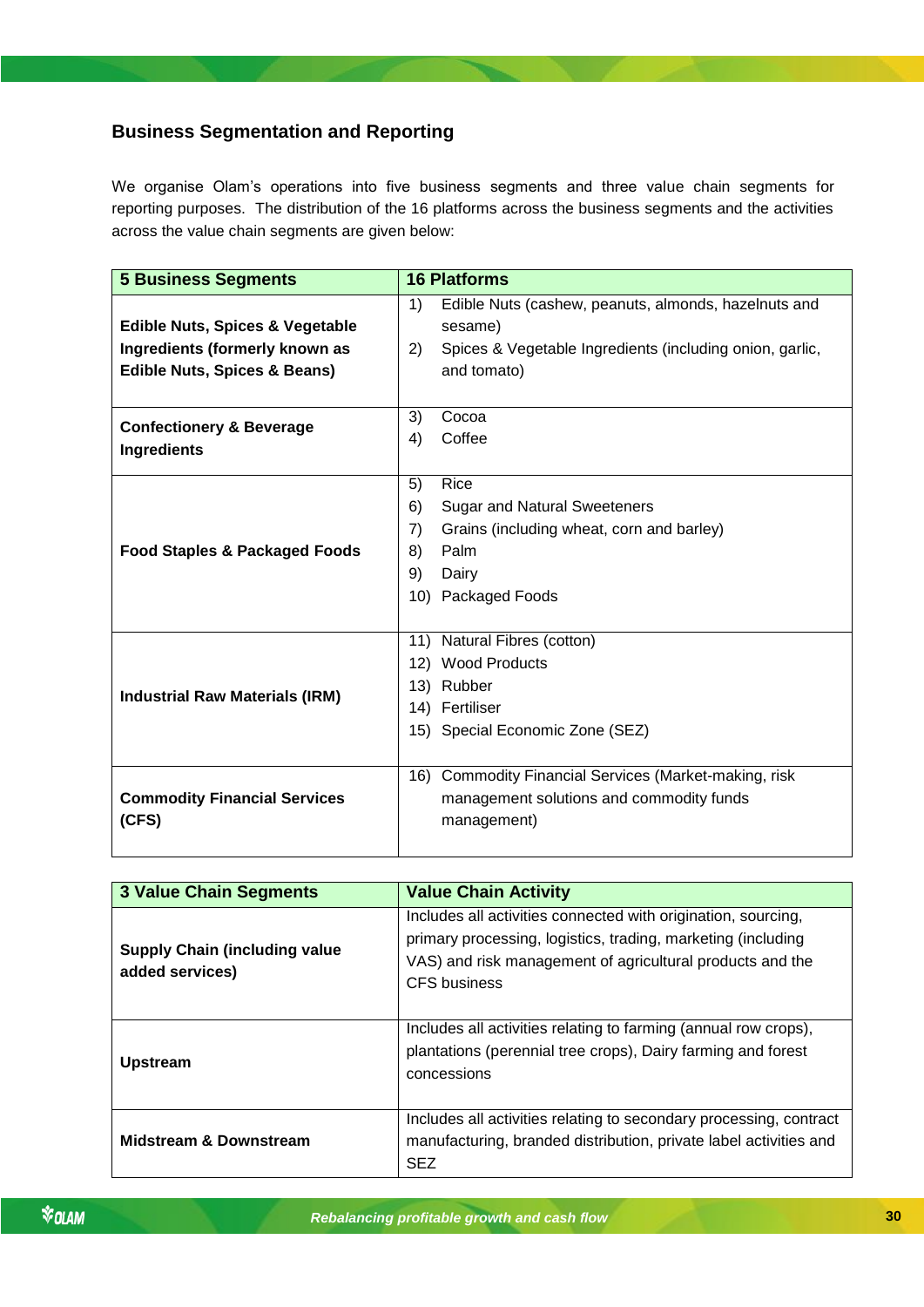## Business Segmentation and Reporting

We organise Olam's operations into five business segments and three value chain segments for reporting purposes. The distribution of the 16 platforms across the business segments and the activities across the value chain segments are given below:

| 5 Business Segments | 16 Platforms |
|---|---|
| **Edible Nuts, Spices & Vegetable Ingredients (formerly known as Edible Nuts, Spices & Beans)** | 1) Edible Nuts (cashew, peanuts, almonds, hazelnuts and sesame)<br>2) Spices & Vegetable Ingredients (including onion, garlic, and tomato) |
| **Confectionery & Beverage Ingredients** | 3) Cocoa<br>4) Coffee |
| **Food Staples & Packaged Foods** | 5) Rice<br>6) Sugar and Natural Sweeteners<br>7) Grains (including wheat, corn and barley)<br>8) Palm<br>9) Dairy<br>10) Packaged Foods |
| **Industrial Raw Materials (IRM)** | 11) Natural Fibres (cotton)<br>12) Wood Products<br>13) Rubber<br>14) Fertiliser<br>15) Special Economic Zone (SEZ) |
| **Commodity Financial Services (CFS)** | 16) Commodity Financial Services (Market-making, risk management solutions and commodity funds management) |

| 3 Value Chain Segments | Value Chain Activity |
|---|---|
| **Supply Chain (including value added services)** | Includes all activities connected with origination, sourcing, primary processing, logistics, trading, marketing (including VAS) and risk management of agricultural products and the CFS business |
| **Upstream** | Includes all activities relating to farming (annual row crops), plantations (perennial tree crops), Dairy farming and forest concessions |
| **Midstream & Downstream** | Includes all activities relating to secondary processing, contract manufacturing, branded distribution, private label activities and SEZ |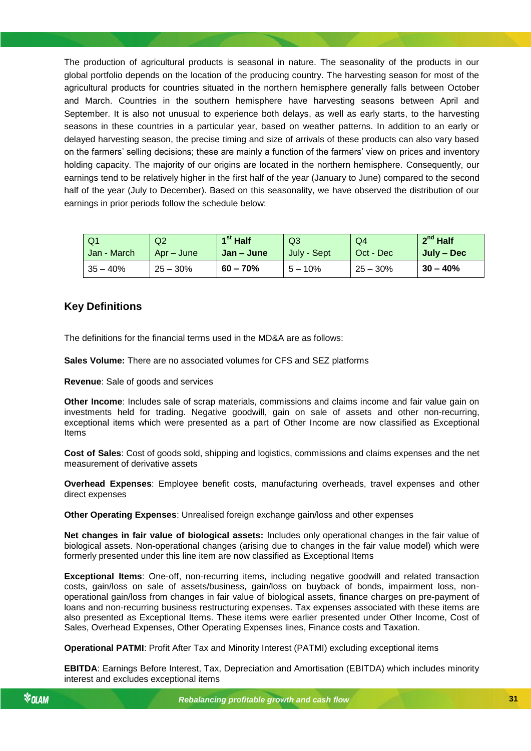The production of agricultural products is seasonal in nature. The seasonality of the products in our global portfolio depends on the location of the producing country. The harvesting season for most of the agricultural products for countries situated in the northern hemisphere generally falls between October and March. Countries in the southern hemisphere have harvesting seasons between April and September. It is also not unusual to experience both delays, as well as early starts, to the harvesting seasons in these countries in a particular year, based on weather patterns. In addition to an early or delayed harvesting season, the precise timing and size of arrivals of these products can also vary based on the farmers' selling decisions; these are mainly a function of the farmers' view on prices and inventory holding capacity. The majority of our origins are located in the northern hemisphere. Consequently, our earnings tend to be relatively higher in the first half of the year (January to June) compared to the second half of the year (July to December). Based on this seasonality, we have observed the distribution of our earnings in prior periods follow the schedule below:

| Q1 Jan - March | Q2 Apr – June | **1st Half Jan – June** | Q3 July - Sept | Q4 Oct - Dec | **2nd Half July – Dec** |
|---|---|---|---|---|---|
| 35 – 40% | 25 – 30% | **60 – 70%** | 5 – 10% | 25 – 30% | **30 – 40%** |

## Key Definitions

The definitions for the financial terms used in the MD&A are as follows:

**Sales Volume:** There are no associated volumes for CFS and SEZ platforms

**Revenue**: Sale of goods and services

**Other Income**: Includes sale of scrap materials, commissions and claims income and fair value gain on investments held for trading. Negative goodwill, gain on sale of assets and other non-recurring, exceptional items which were presented as a part of Other Income are now classified as Exceptional Items

**Cost of Sales**: Cost of goods sold, shipping and logistics, commissions and claims expenses and the net measurement of derivative assets

**Overhead Expenses**: Employee benefit costs, manufacturing overheads, travel expenses and other direct expenses

**Other Operating Expenses**: Unrealised foreign exchange gain/loss and other expenses

**Net changes in fair value of biological assets:** Includes only operational changes in the fair value of biological assets. Non-operational changes (arising due to changes in the fair value model) which were formerly presented under this line item are now classified as Exceptional Items

**Exceptional Items**: One-off, non-recurring items, including negative goodwill and related transaction costs, gain/loss on sale of assets/business, gain/loss on buyback of bonds, impairment loss, non-operational gain/loss from changes in fair value of biological assets, finance charges on pre-payment of loans and non-recurring business restructuring expenses. Tax expenses associated with these items are also presented as Exceptional Items. These items were earlier presented under Other Income, Cost of Sales, Overhead Expenses, Other Operating Expenses lines, Finance costs and Taxation.

**Operational PATMI**: Profit After Tax and Minority Interest (PATMI) excluding exceptional items

**EBITDA**: Earnings Before Interest, Tax, Depreciation and Amortisation (EBITDA) which includes minority interest and excludes exceptional items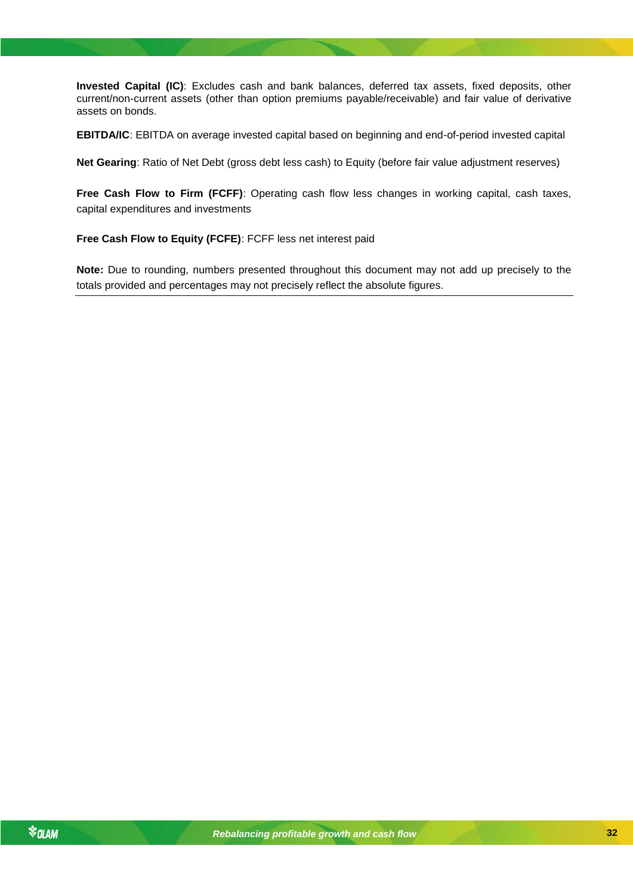**Invested Capital (IC)**: Excludes cash and bank balances, deferred tax assets, fixed deposits, other current/non-current assets (other than option premiums payable/receivable) and fair value of derivative assets on bonds.

**EBITDA/IC**: EBITDA on average invested capital based on beginning and end-of-period invested capital

**Net Gearing**: Ratio of Net Debt (gross debt less cash) to Equity (before fair value adjustment reserves)

**Free Cash Flow to Firm (FCFF)**: Operating cash flow less changes in working capital, cash taxes, capital expenditures and investments

**Free Cash Flow to Equity (FCFE)**: FCFF less net interest paid

**Note:** Due to rounding, numbers presented throughout this document may not add up precisely to the totals provided and percentages may not precisely reflect the absolute figures.